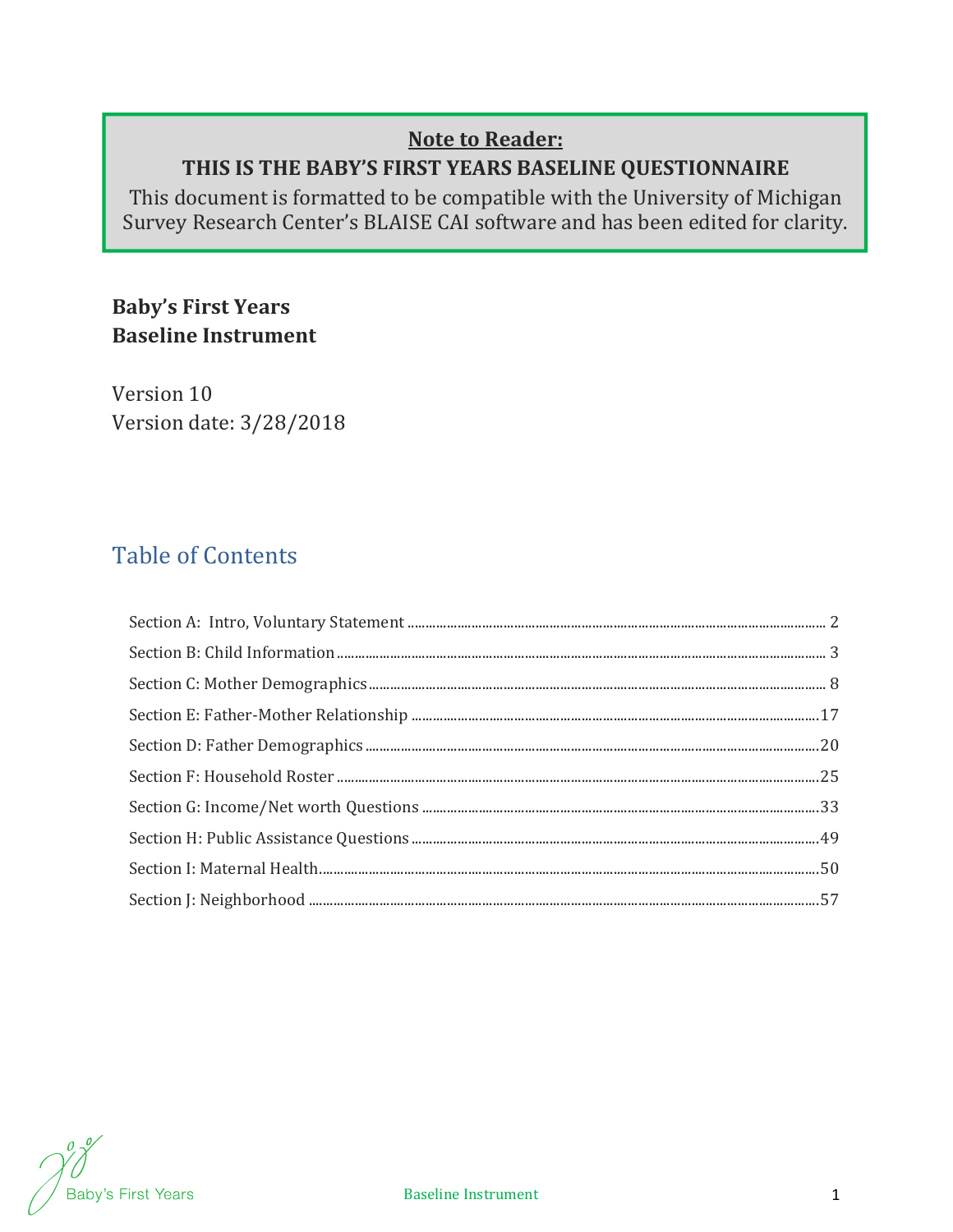**Note to Reader:**

**THIS IS THE BABY'S FIRST YEARS BASELINE QUESTIONNAIRE**

This document is formatted to be compatible with the University of Michigan Survey Research Center's BLAISE CAI software and has been edited for clarity.

**Baby's First Years**
**Baseline Instrument**

Version 10
Version date: 3/28/2018

## Table of Contents

Section A: Intro, Voluntary Statement ........ 2
Section B: Child Information ........ 3
Section C: Mother Demographics ........ 8
Section E: Father-Mother Relationship ........ 17
Section D: Father Demographics ........ 20
Section F: Household Roster ........ 25
Section G: Income/Net worth Questions ........ 33
Section H: Public Assistance Questions ........ 49
Section I: Maternal Health ........ 50
Section J: Neighborhood ........ 57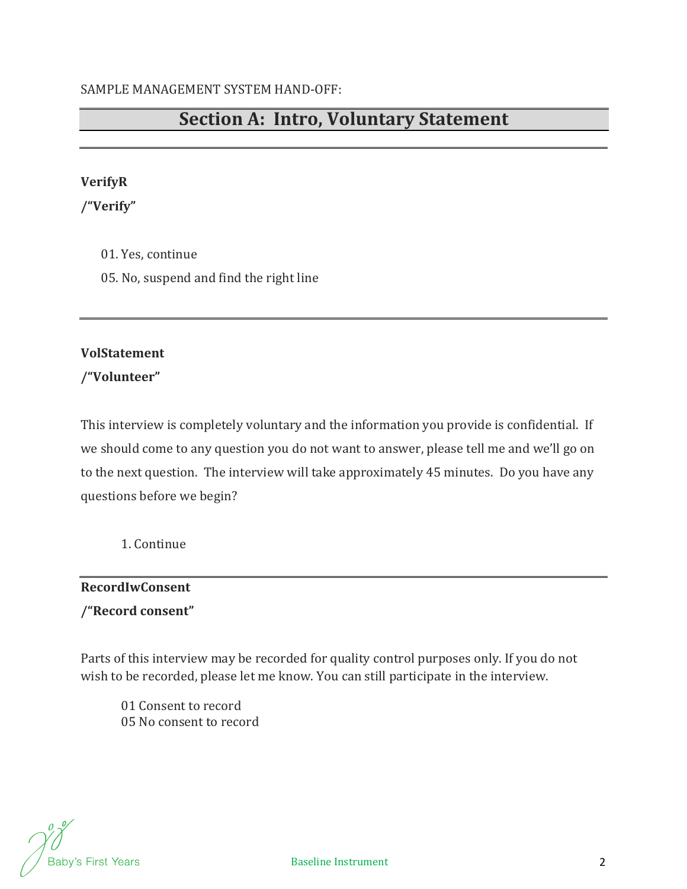SAMPLE MANAGEMENT SYSTEM HAND-OFF:

## Section A: Intro, Voluntary Statement

---

**VerifyR**

**/"Verify"**

01. Yes, continue

05. No, suspend and find the right line

---

**VolStatement**

**/"Volunteer"**

This interview is completely voluntary and the information you provide is confidential. If we should come to any question you do not want to answer, please tell me and we'll go on to the next question. The interview will take approximately 45 minutes. Do you have any questions before we begin?

1. Continue

---

**RecordIwConsent**

**/"Record consent"**

Parts of this interview may be recorded for quality control purposes only. If you do not wish to be recorded, please let me know. You can still participate in the interview.

01 Consent to record
05 No consent to record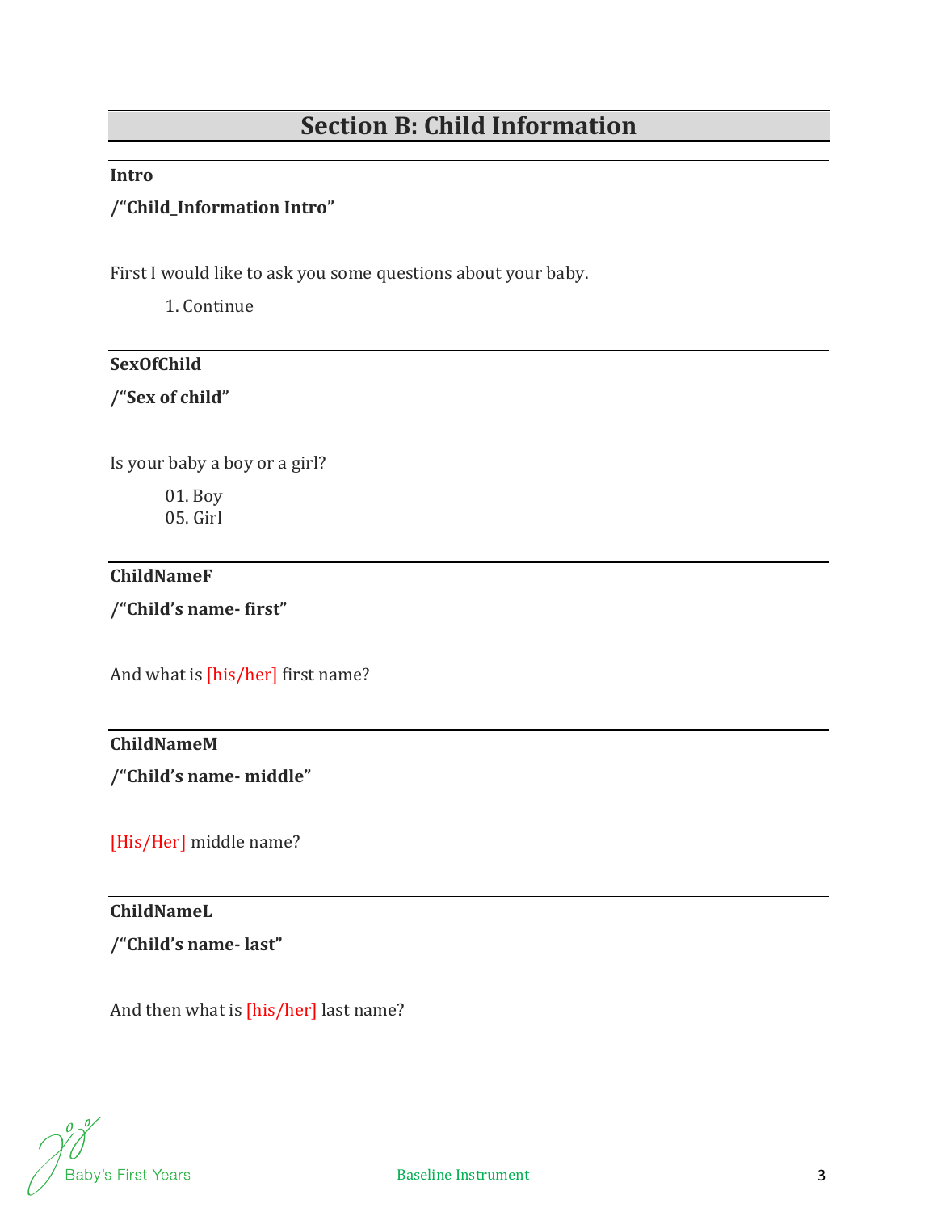## Section B: Child Information

---

**Intro**

**/"Child_Information Intro"**

First I would like to ask you some questions about your baby.

1. Continue

---

**SexOfChild**

**/"Sex of child"**

Is your baby a boy or a girl?

01. Boy
05. Girl

---

**ChildNameF**

**/"Child's name- first"**

And what is [his/her] first name?

---

**ChildNameM**

**/"Child's name- middle"**

[His/Her] middle name?

---

**ChildNameL**

**/"Child's name- last"**

And then what is [his/her] last name?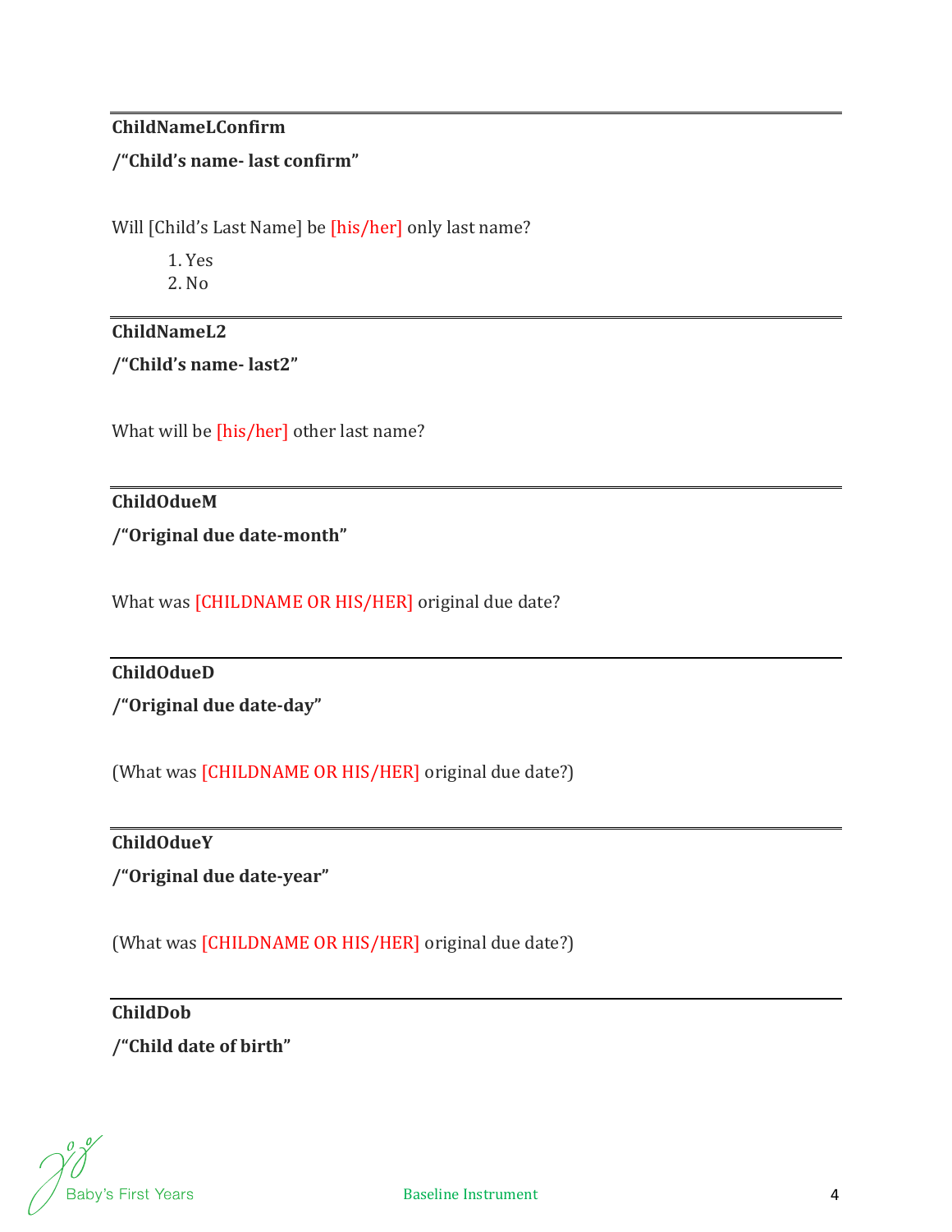---

**ChildNameLConfirm**

**/"Child's name- last confirm"**

Will [Child's Last Name] be [his/her] only last name?

1. Yes
2. No

---

**ChildNameL2**

**/"Child's name- last2"**

What will be [his/her] other last name?

---

**ChildOdueM**

**/"Original due date-month"**

What was [CHILDNAME OR HIS/HER] original due date?

---

**ChildOdueD**

**/"Original due date-day"**

(What was [CHILDNAME OR HIS/HER] original due date?)

---

**ChildOdueY**

**/"Original due date-year"**

(What was [CHILDNAME OR HIS/HER] original due date?)

---

**ChildDob**

**/"Child date of birth"**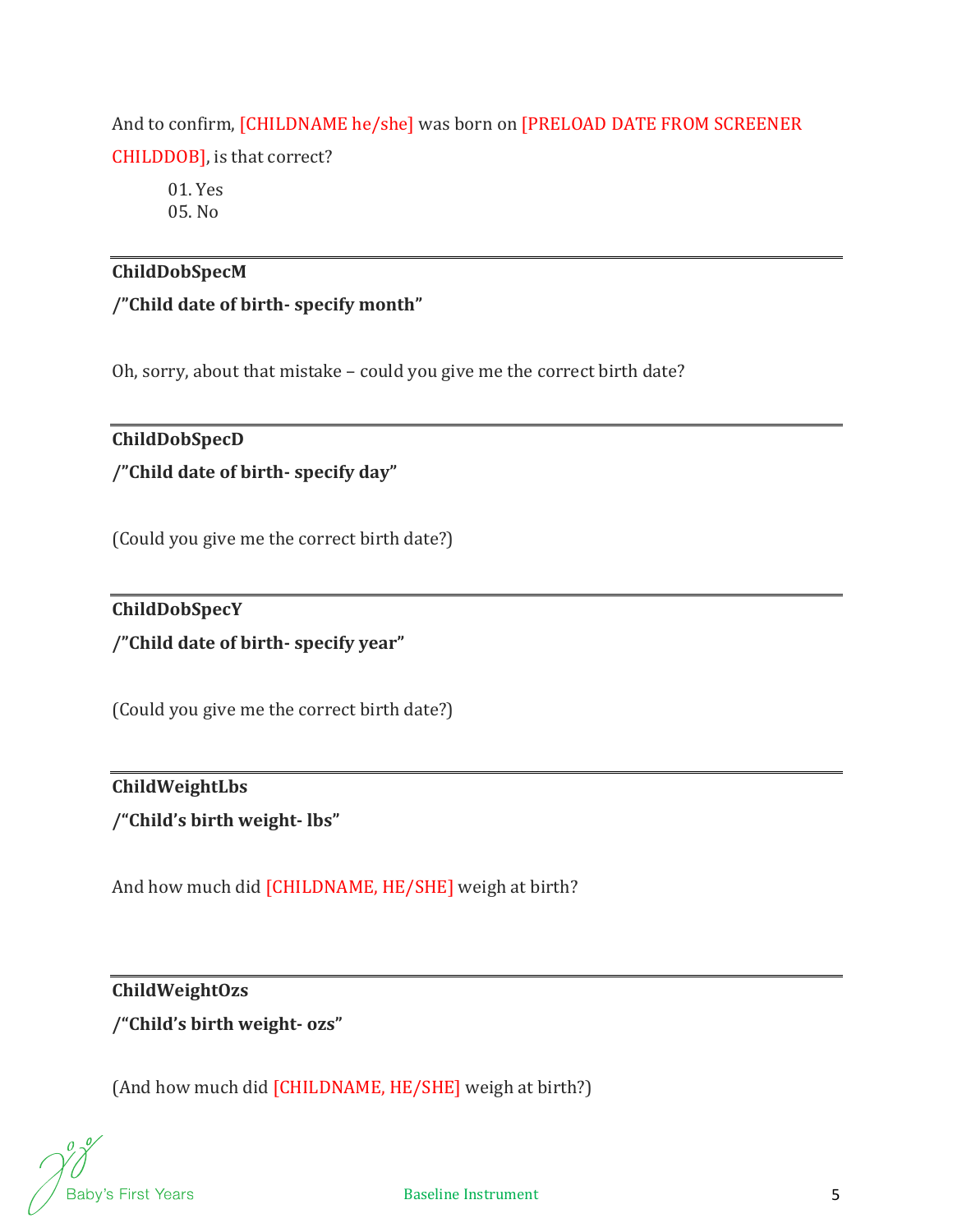And to confirm, [CHILDNAME he/she] was born on [PRELOAD DATE FROM SCREENER CHILDDOB], is that correct?

01. Yes
05. No

---

**ChildDobSpecM**

**/"Child date of birth- specify month"**

Oh, sorry, about that mistake – could you give me the correct birth date?

---

**ChildDobSpecD**

**/"Child date of birth- specify day"**

(Could you give me the correct birth date?)

---

**ChildDobSpecY**

**/"Child date of birth- specify year"**

(Could you give me the correct birth date?)

---

**ChildWeightLbs**

**/"Child's birth weight- lbs"**

And how much did [CHILDNAME, HE/SHE] weigh at birth?

---

**ChildWeightOzs**

**/"Child's birth weight- ozs"**

(And how much did [CHILDNAME, HE/SHE] weigh at birth?)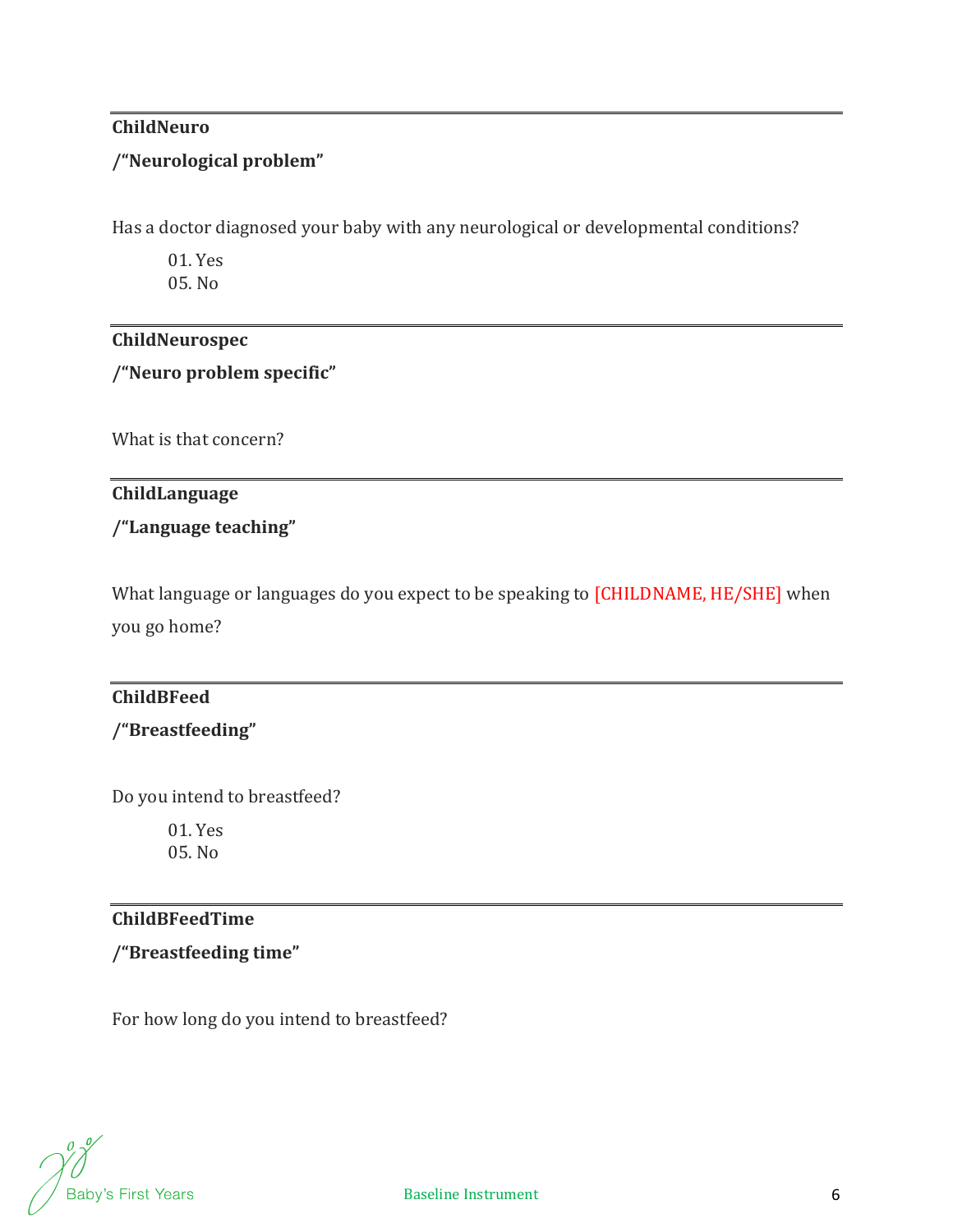---

**ChildNeuro**

**/"Neurological problem"**

Has a doctor diagnosed your baby with any neurological or developmental conditions?

01. Yes
05. No

---

**ChildNeurospec**

**/"Neuro problem specific"**

What is that concern?

---

**ChildLanguage**

**/"Language teaching"**

What language or languages do you expect to be speaking to [CHILDNAME, HE/SHE] when you go home?

---

**ChildBFeed**

**/"Breastfeeding"**

Do you intend to breastfeed?

01. Yes
05. No

---

**ChildBFeedTime**

**/"Breastfeeding time"**

For how long do you intend to breastfeed?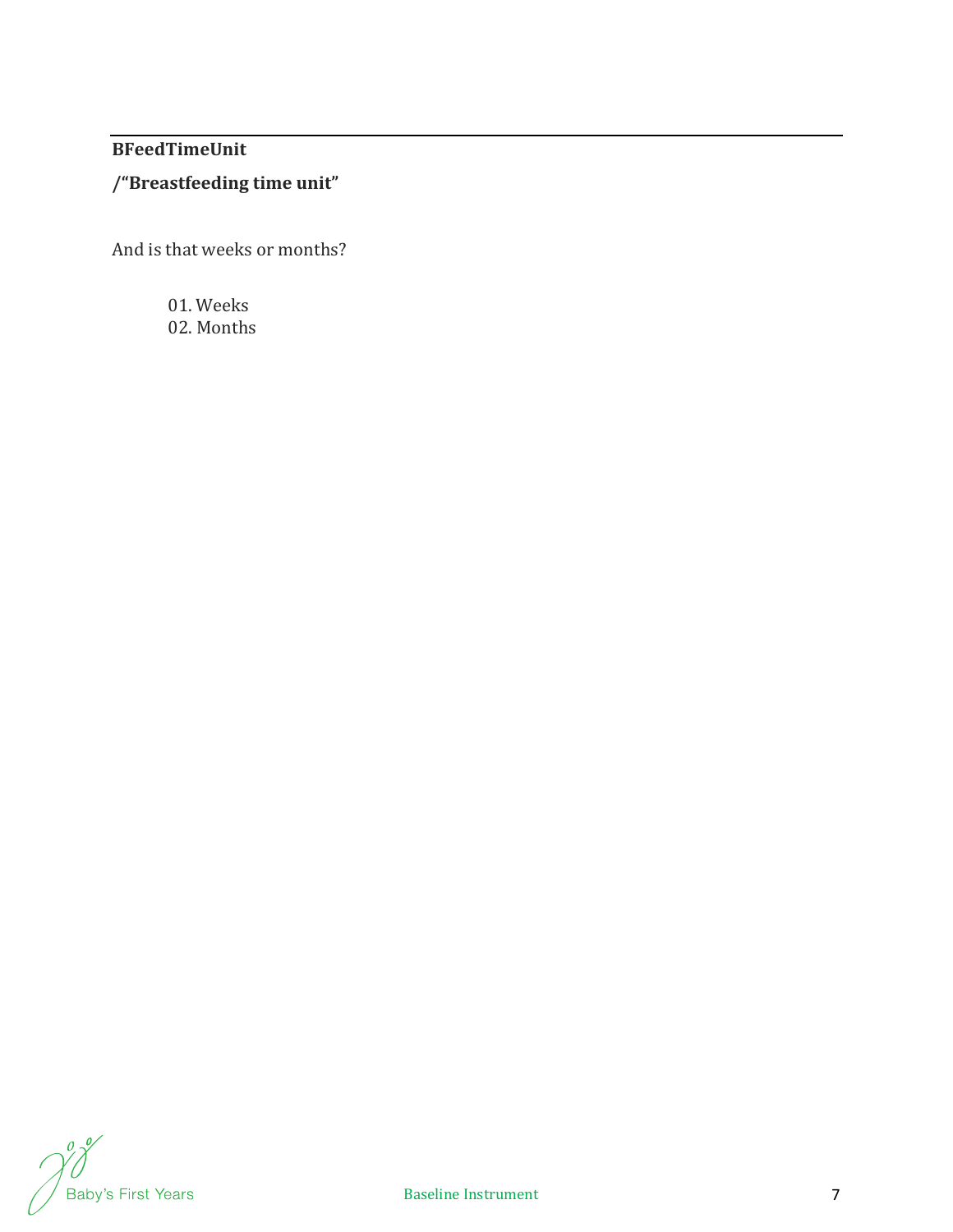**BFeedTimeUnit**

**/"Breastfeeding time unit"**

And is that weeks or months?

01. Weeks
02. Months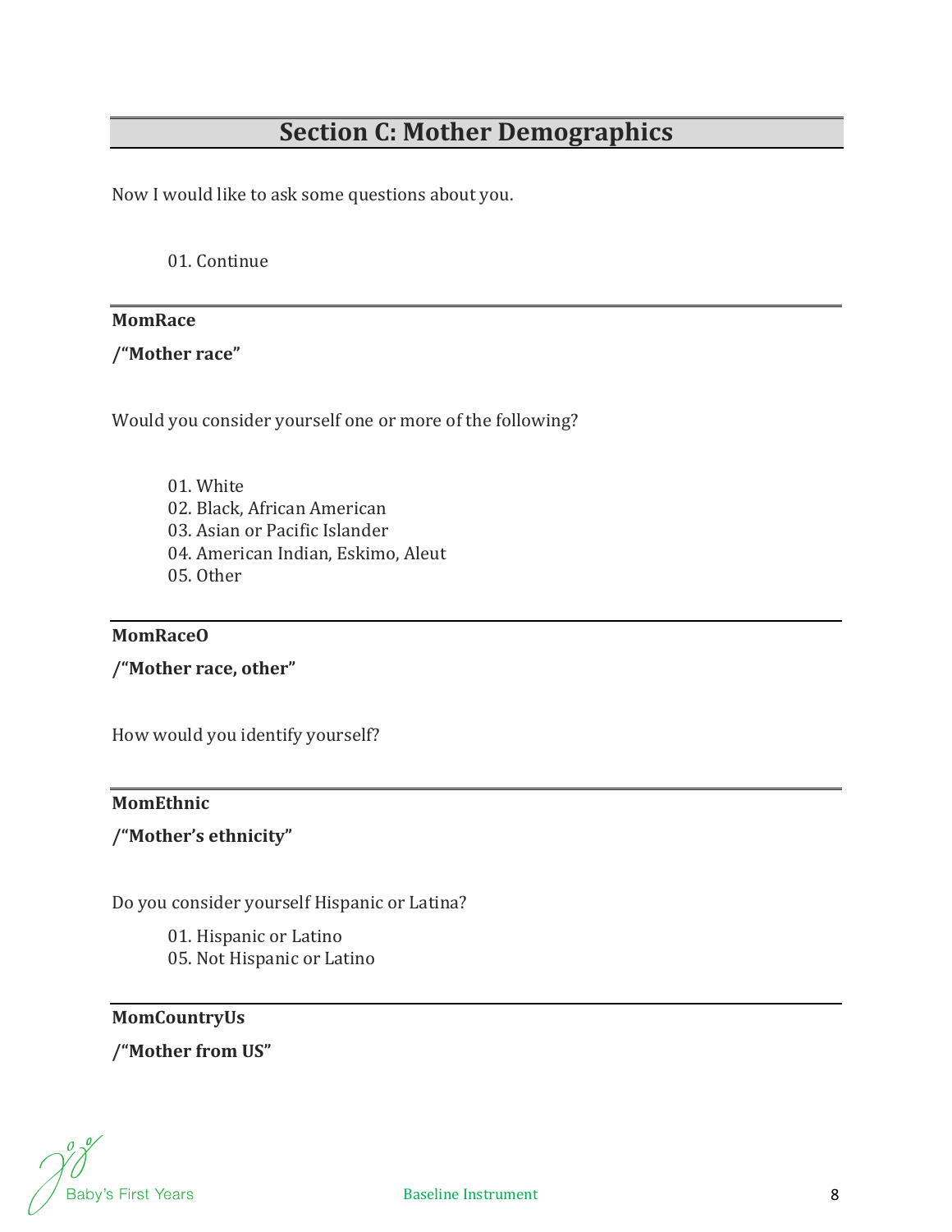## Section C: Mother Demographics

Now I would like to ask some questions about you.

01. Continue

---

**MomRace**

**/"Mother race"**

Would you consider yourself one or more of the following?

01. White
02. Black, African American
03. Asian or Pacific Islander
04. American Indian, Eskimo, Aleut
05. Other

---

**MomRaceO**

**/"Mother race, other"**

How would you identify yourself?

---

**MomEthnic**

**/"Mother's ethnicity"**

Do you consider yourself Hispanic or Latina?

01. Hispanic or Latino
05. Not Hispanic or Latino

---

**MomCountryUs**

**/"Mother from US"**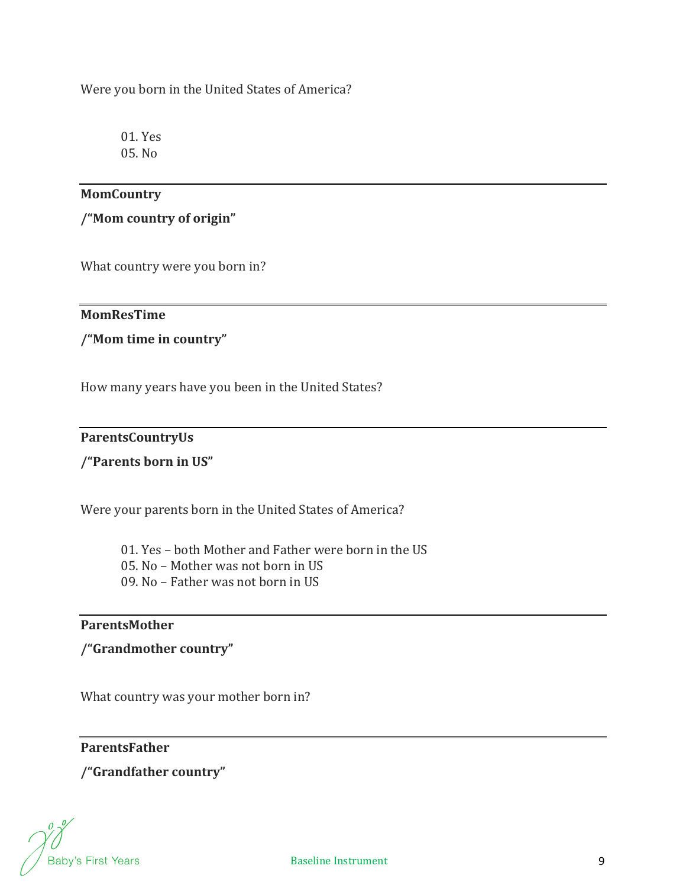Were you born in the United States of America?

01. Yes
05. No

---

**MomCountry**

**/"Mom country of origin"**

What country were you born in?

---

**MomResTime**

**/"Mom time in country"**

How many years have you been in the United States?

---

**ParentsCountryUs**

**/"Parents born in US"**

Were your parents born in the United States of America?

01. Yes – both Mother and Father were born in the US
05. No – Mother was not born in US
09. No – Father was not born in US

---

**ParentsMother**

**/"Grandmother country"**

What country was your mother born in?

---

**ParentsFather**

**/"Grandfather country"**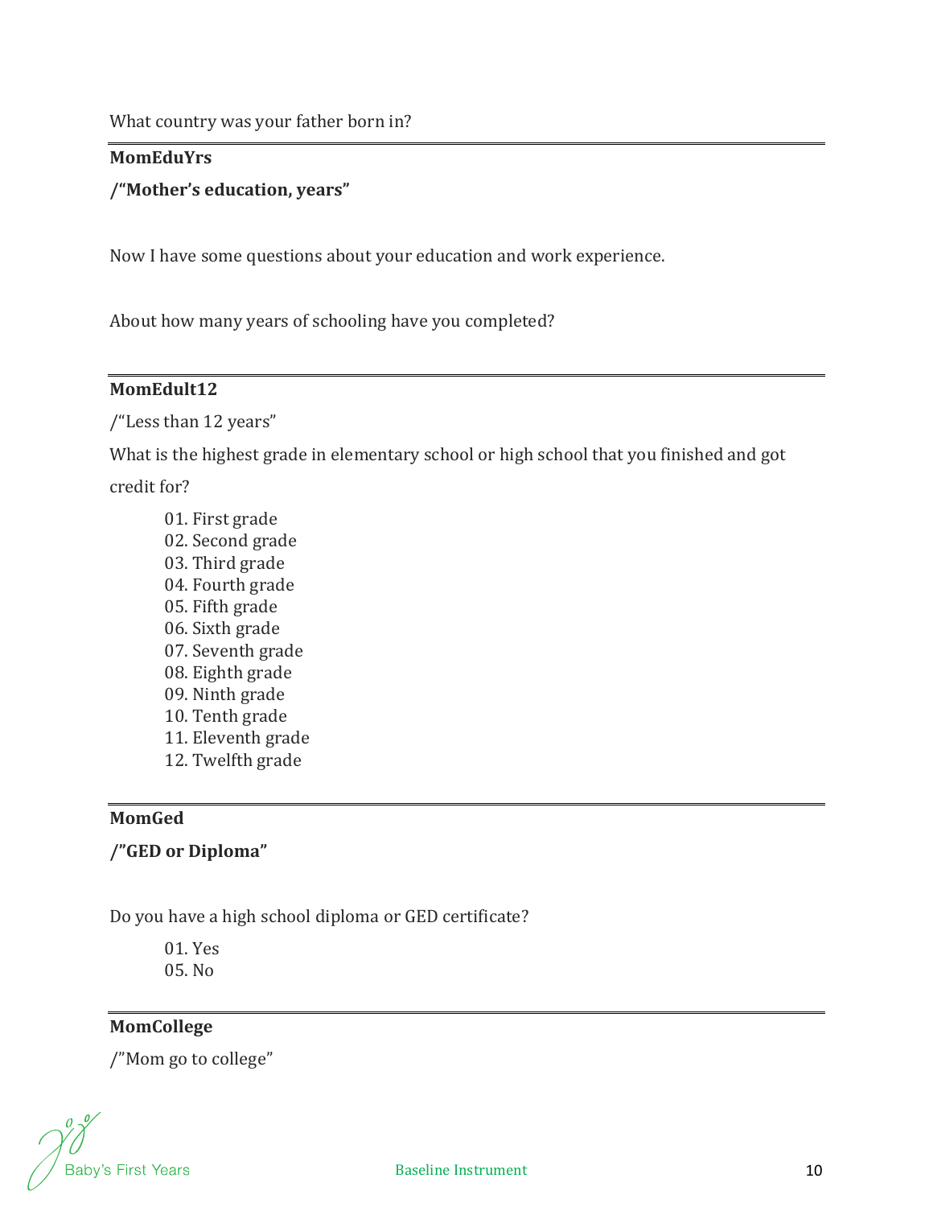What country was your father born in?

---

**MomEduYrs**

**/"Mother's education, years"**

Now I have some questions about your education and work experience.

About how many years of schooling have you completed?

---

**MomEdult12**

/"Less than 12 years"

What is the highest grade in elementary school or high school that you finished and got credit for?

01. First grade
02. Second grade
03. Third grade
04. Fourth grade
05. Fifth grade
06. Sixth grade
07. Seventh grade
08. Eighth grade
09. Ninth grade
10. Tenth grade
11. Eleventh grade
12. Twelfth grade

---

**MomGed**

**/"GED or Diploma"**

Do you have a high school diploma or GED certificate?

01. Yes
05. No

---

**MomCollege**

/"Mom go to college"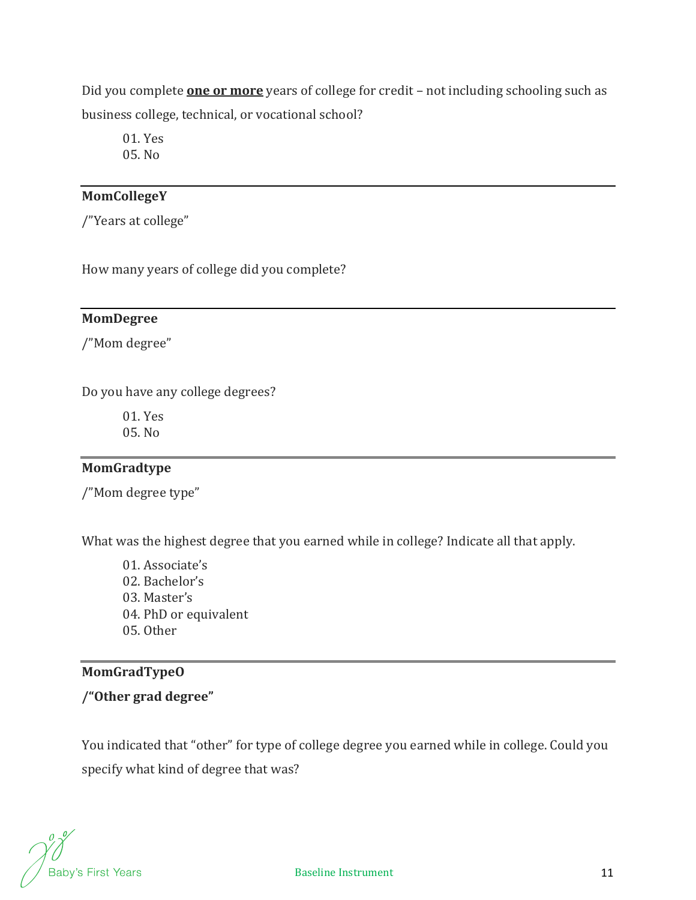Did you complete **<u>one or more</u>** years of college for credit – not including schooling such as business college, technical, or vocational school?

01. Yes
05. No

---

**MomCollegeY**

/"Years at college"

How many years of college did you complete?

---

**MomDegree**

/"Mom degree"

Do you have any college degrees?

01. Yes
05. No

---

**MomGradtype**

/"Mom degree type"

What was the highest degree that you earned while in college? Indicate all that apply.

01. Associate's
02. Bachelor's
03. Master's
04. PhD or equivalent
05. Other

---

**MomGradTypeO**

**/"Other grad degree"**

You indicated that "other" for type of college degree you earned while in college. Could you specify what kind of degree that was?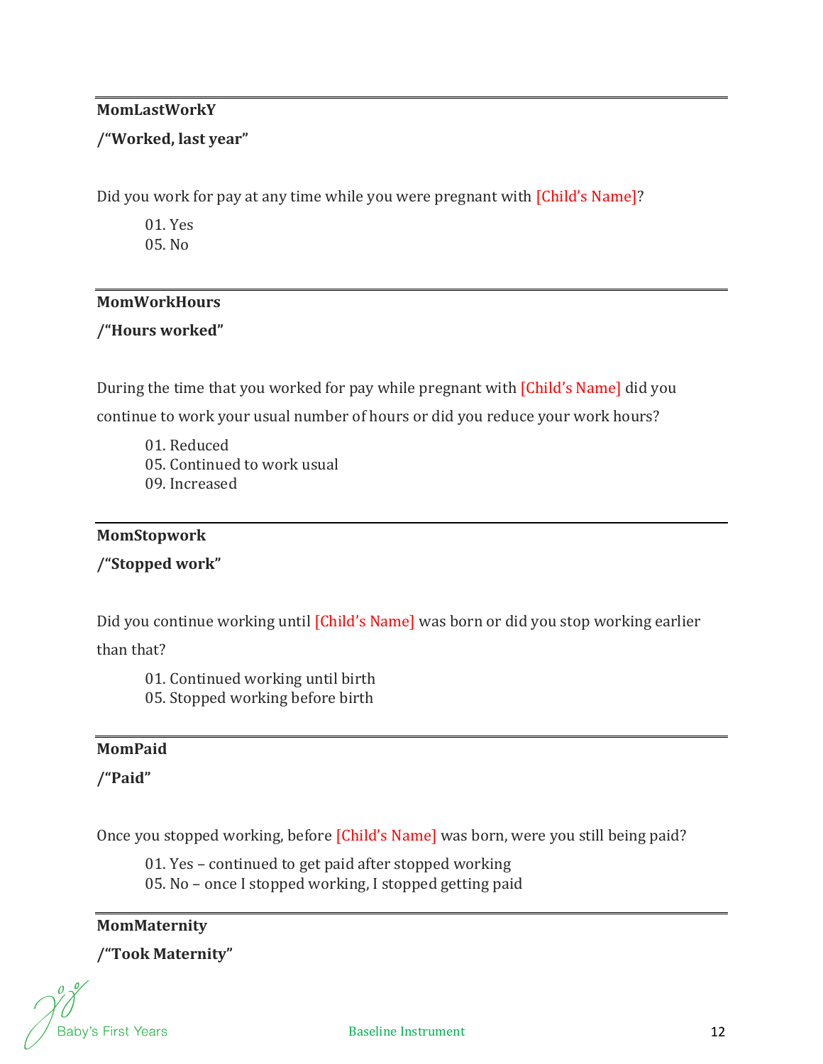---

**MomLastWorkY**

**/"Worked, last year"**

Did you work for pay at any time while you were pregnant with [Child's Name]?

01. Yes
05. No

---

**MomWorkHours**

**/"Hours worked"**

During the time that you worked for pay while pregnant with [Child's Name] did you continue to work your usual number of hours or did you reduce your work hours?

01. Reduced
05. Continued to work usual
09. Increased

---

**MomStopwork**

**/"Stopped work"**

Did you continue working until [Child's Name] was born or did you stop working earlier than that?

01. Continued working until birth
05. Stopped working before birth

---

**MomPaid**

**/"Paid"**

Once you stopped working, before [Child's Name] was born, were you still being paid?

01. Yes – continued to get paid after stopped working
05. No – once I stopped working, I stopped getting paid

---

**MomMaternity**

**/"Took Maternity"**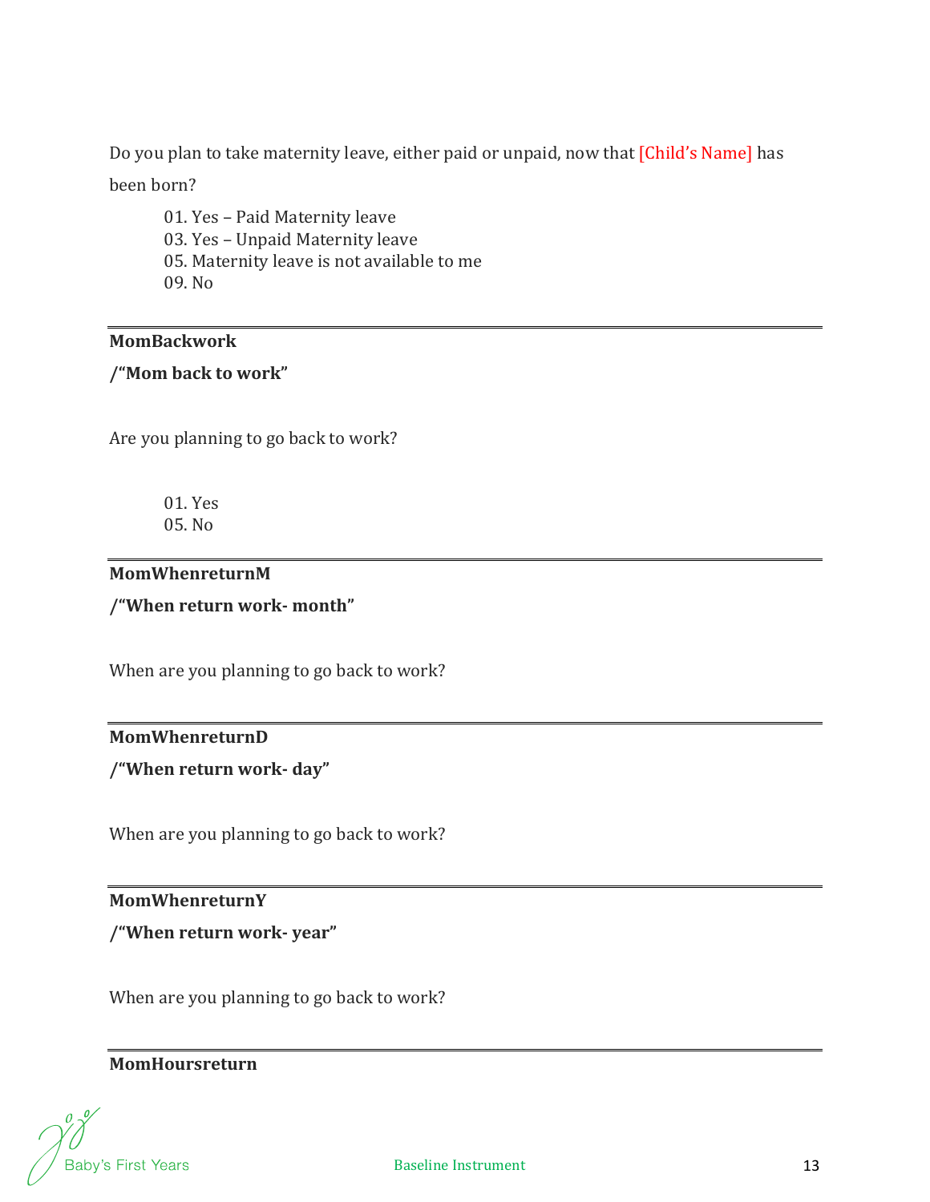Do you plan to take maternity leave, either paid or unpaid, now that [Child's Name] has been born?

01. Yes – Paid Maternity leave
03. Yes – Unpaid Maternity leave
05. Maternity leave is not available to me
09. No

---

**MomBackwork**

**/"Mom back to work"**

Are you planning to go back to work?

01. Yes
05. No

---

**MomWhenreturnM**

**/"When return work- month"**

When are you planning to go back to work?

---

**MomWhenreturnD**

**/"When return work- day"**

When are you planning to go back to work?

---

**MomWhenreturnY**

**/"When return work- year"**

When are you planning to go back to work?

---

**MomHoursreturn**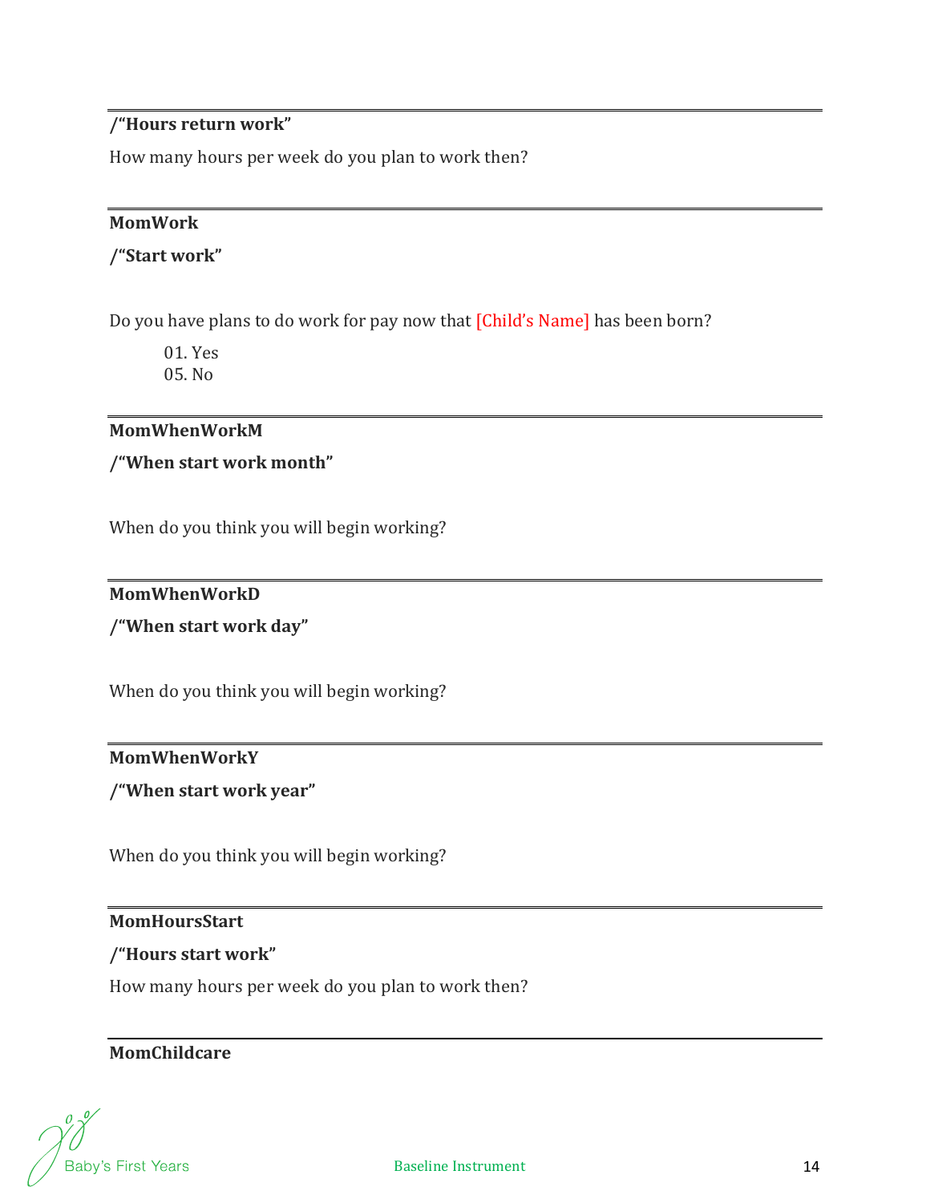**/"Hours return work"**

How many hours per week do you plan to work then?

---

**MomWork**

**/"Start work"**

Do you have plans to do work for pay now that [Child's Name] has been born?

01. Yes
05. No

---

**MomWhenWorkM**

**/"When start work month"**

When do you think you will begin working?

---

**MomWhenWorkD**

**/"When start work day"**

When do you think you will begin working?

---

**MomWhenWorkY**

**/"When start work year"**

When do you think you will begin working?

---

**MomHoursStart**

**/"Hours start work"**

How many hours per week do you plan to work then?

---

**MomChildcare**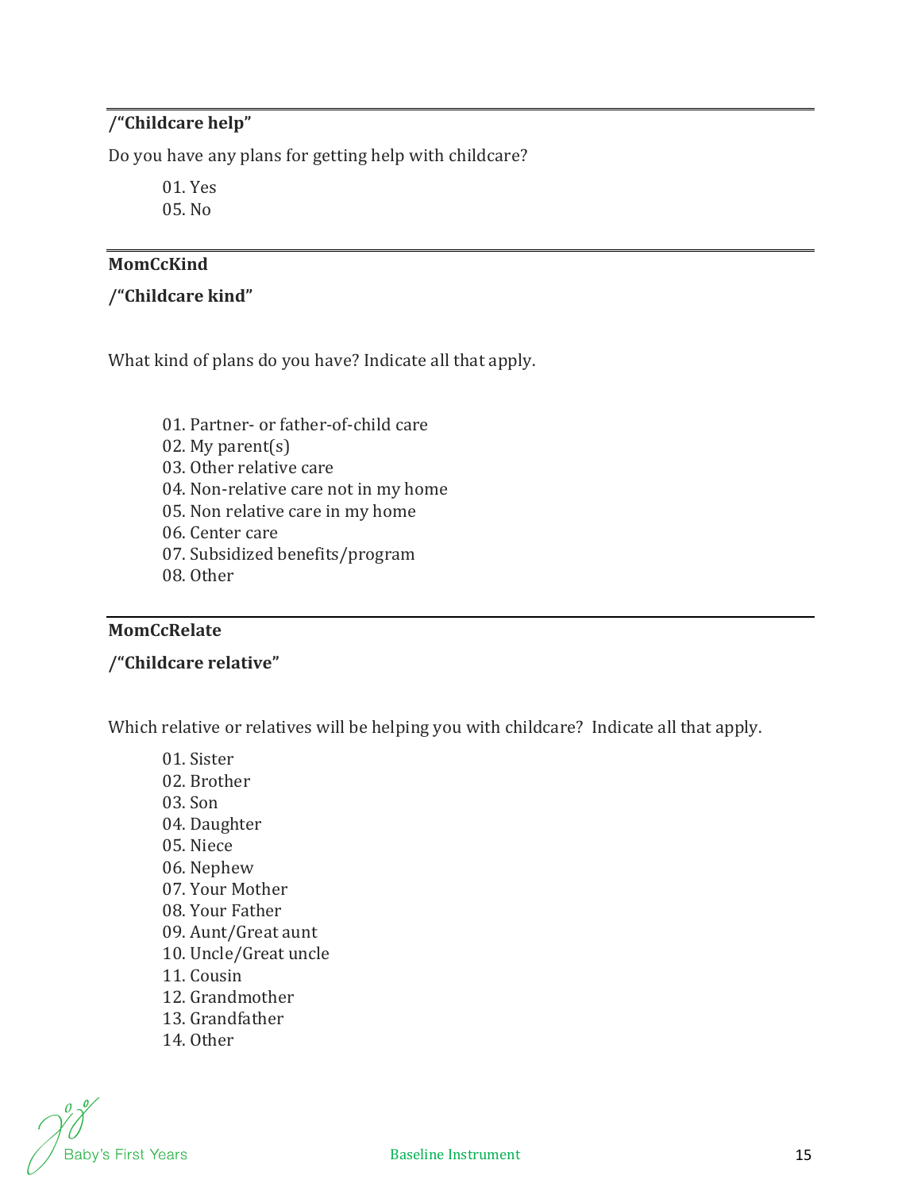**/"Childcare help"**

Do you have any plans for getting help with childcare?

01. Yes
05. No

---

**MomCcKind**

**/"Childcare kind"**

What kind of plans do you have? Indicate all that apply.

01. Partner- or father-of-child care
02. My parent(s)
03. Other relative care
04. Non-relative care not in my home
05. Non relative care in my home
06. Center care
07. Subsidized benefits/program
08. Other

---

**MomCcRelate**

**/"Childcare relative"**

Which relative or relatives will be helping you with childcare? Indicate all that apply.

01. Sister
02. Brother
03. Son
04. Daughter
05. Niece
06. Nephew
07. Your Mother
08. Your Father
09. Aunt/Great aunt
10. Uncle/Great uncle
11. Cousin
12. Grandmother
13. Grandfather
14. Other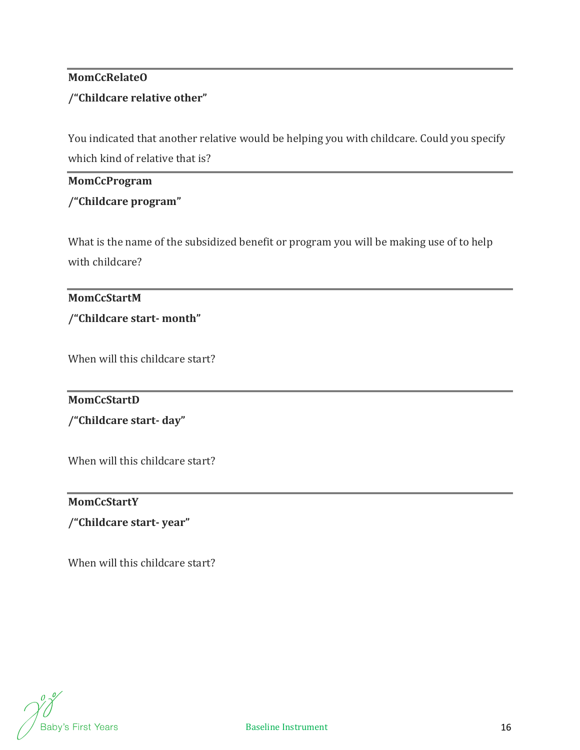---

**MomCcRelateO**

**/"Childcare relative other"**

You indicated that another relative would be helping you with childcare. Could you specify which kind of relative that is?

---

**MomCcProgram**

**/"Childcare program"**

What is the name of the subsidized benefit or program you will be making use of to help with childcare?

---

**MomCcStartM**

**/"Childcare start- month"**

When will this childcare start?

---

**MomCcStartD**

**/"Childcare start- day"**

When will this childcare start?

---

**MomCcStartY**

**/"Childcare start- year"**

When will this childcare start?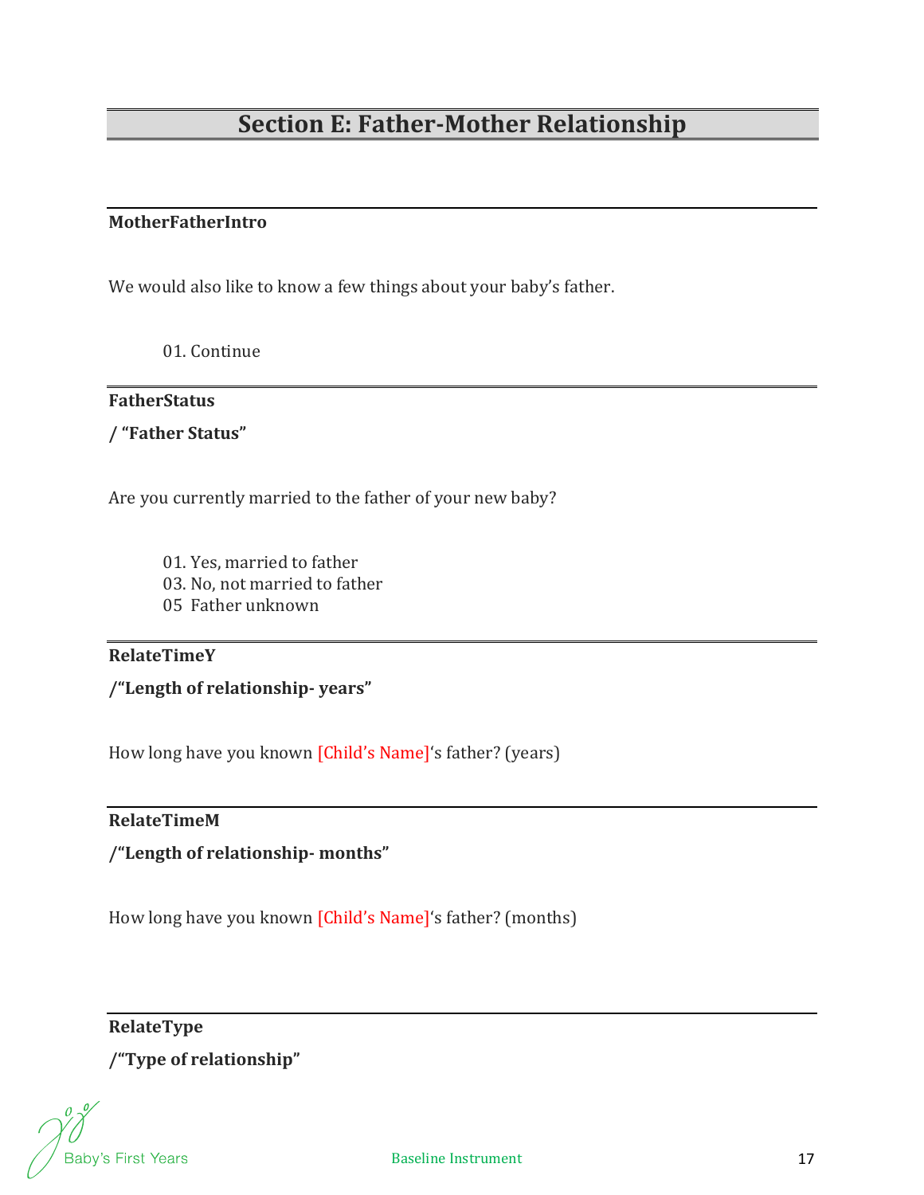# Section E: Father-Mother Relationship

**MotherFatherIntro**

We would also like to know a few things about your baby's father.

01. Continue

---

**FatherStatus**

**/ "Father Status"**

Are you currently married to the father of your new baby?

01. Yes, married to father
03. No, not married to father
05  Father unknown

---

**RelateTimeY**

**/"Length of relationship- years"**

How long have you known [Child's Name]'s father? (years)

---

**RelateTimeM**

**/"Length of relationship- months"**

How long have you known [Child's Name]'s father? (months)

---

**RelateType**

**/"Type of relationship"**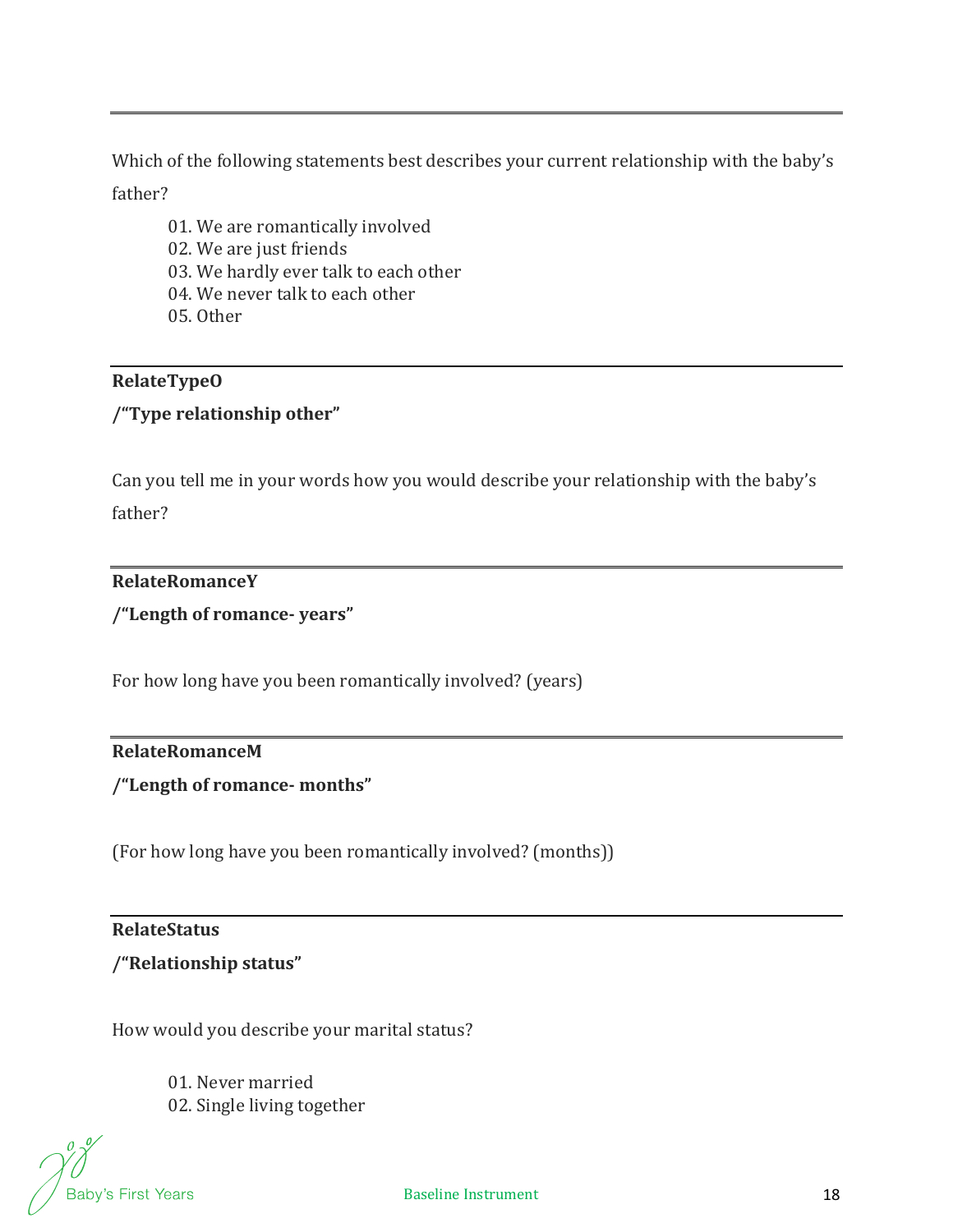---

Which of the following statements best describes your current relationship with the baby's father?

01. We are romantically involved
02. We are just friends
03. We hardly ever talk to each other
04. We never talk to each other
05. Other

---

**RelateTypeO**

**/"Type relationship other"**

Can you tell me in your words how you would describe your relationship with the baby's father?

---

**RelateRomanceY**

**/"Length of romance- years"**

For how long have you been romantically involved? (years)

---

**RelateRomanceM**

**/"Length of romance- months"**

(For how long have you been romantically involved? (months))

---

**RelateStatus**

**/"Relationship status"**

How would you describe your marital status?

01. Never married
02. Single living together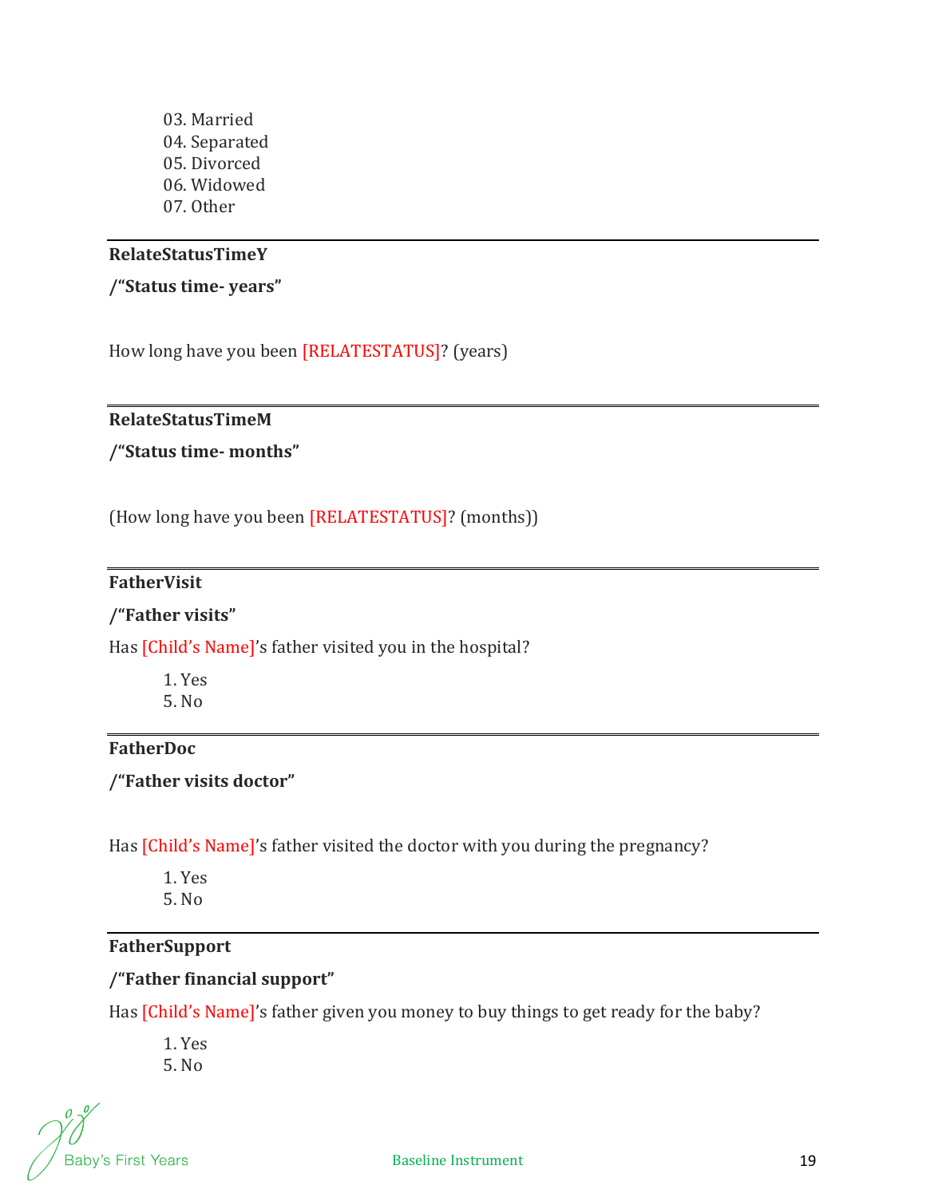03. Married
04. Separated
05. Divorced
06. Widowed
07. Other

---

**RelateStatusTimeY**

**/"Status time- years"**

How long have you been [RELATESTATUS]? (years)

---

**RelateStatusTimeM**

**/"Status time- months"**

(How long have you been [RELATESTATUS]? (months))

---

**FatherVisit**

**/"Father visits"**

Has [Child's Name]'s father visited you in the hospital?

1. Yes
5. No

---

**FatherDoc**

**/"Father visits doctor"**

Has [Child's Name]'s father visited the doctor with you during the pregnancy?

1. Yes
5. No

---

**FatherSupport**

**/"Father financial support"**

Has [Child's Name]'s father given you money to buy things to get ready for the baby?

1. Yes
5. No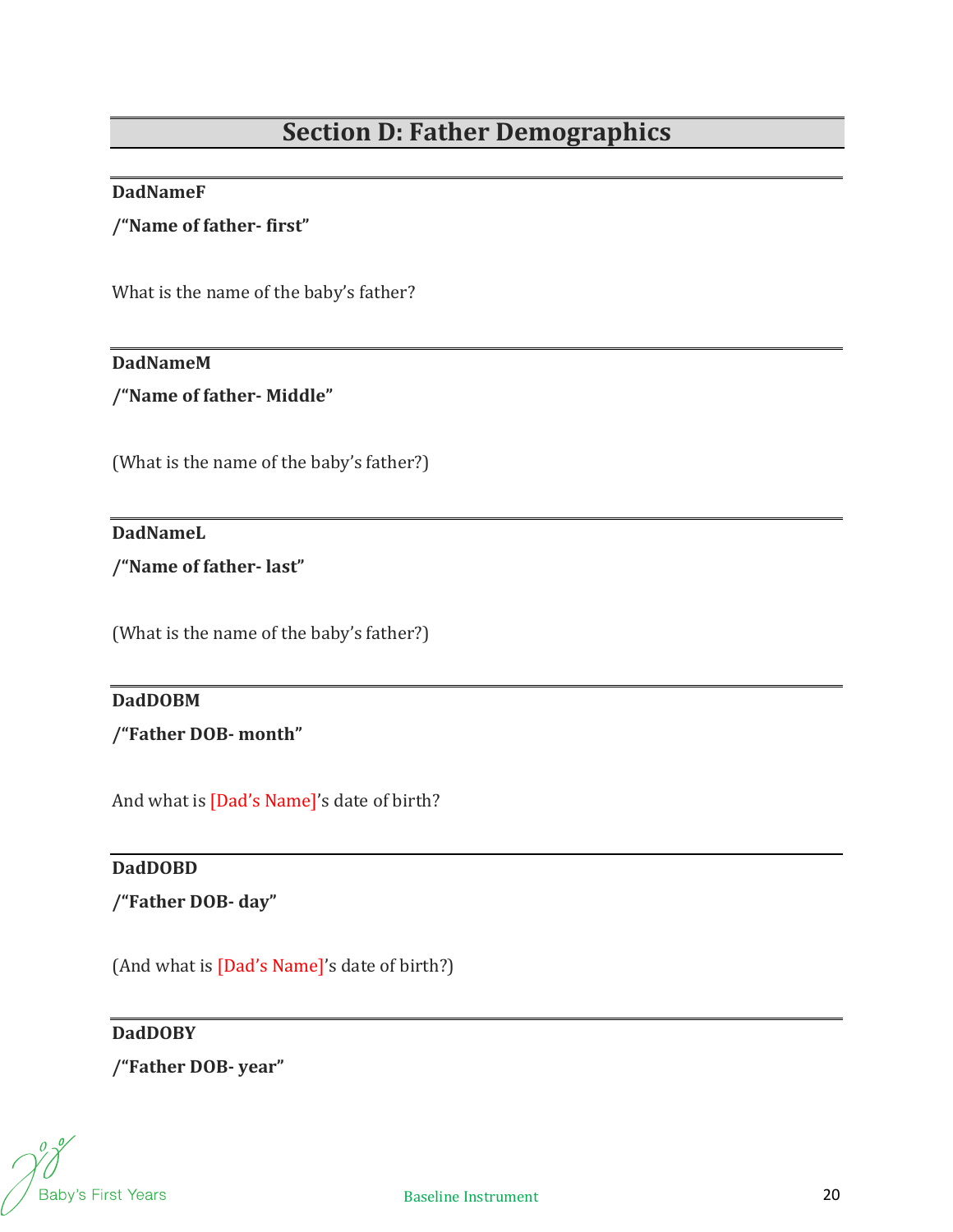## Section D: Father Demographics

---

**DadNameF**

**/"Name of father- first"**

What is the name of the baby's father?

---

**DadNameM**

**/"Name of father- Middle"**

(What is the name of the baby's father?)

---

**DadNameL**

**/"Name of father- last"**

(What is the name of the baby's father?)

---

**DadDOBM**

**/"Father DOB- month"**

And what is [Dad's Name]'s date of birth?

---

**DadDOBD**

**/"Father DOB- day"**

(And what is [Dad's Name]'s date of birth?)

---

**DadDOBY**

**/"Father DOB- year"**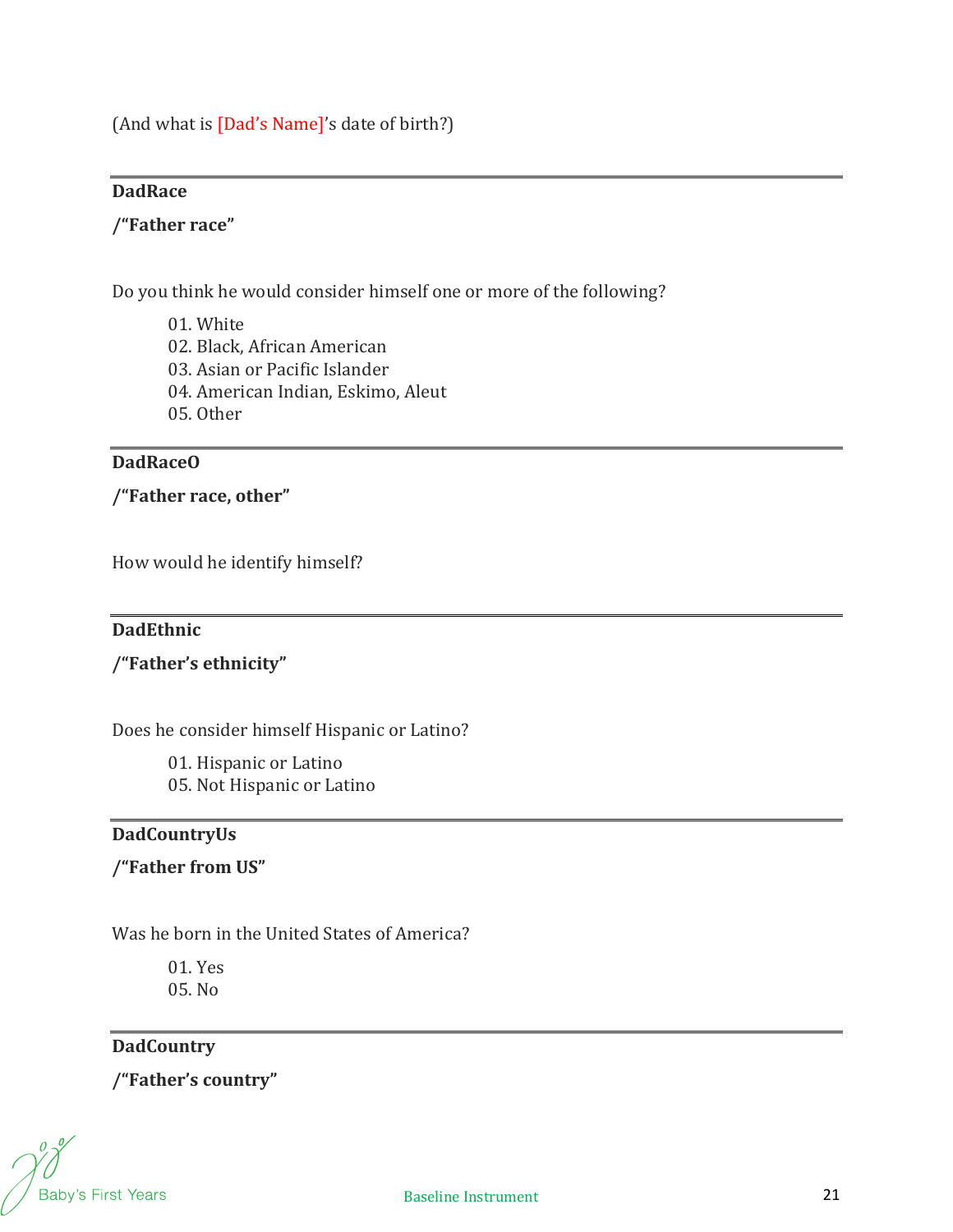(And what is [Dad's Name]'s date of birth?)

---

**DadRace**

**/"Father race"**

Do you think he would consider himself one or more of the following?

01. White
02. Black, African American
03. Asian or Pacific Islander
04. American Indian, Eskimo, Aleut
05. Other

---

**DadRaceO**

**/"Father race, other"**

How would he identify himself?

---

**DadEthnic**

**/"Father's ethnicity"**

Does he consider himself Hispanic or Latino?

01. Hispanic or Latino
05. Not Hispanic or Latino

---

**DadCountryUs**

**/"Father from US"**

Was he born in the United States of America?

01. Yes
05. No

---

**DadCountry**

**/"Father's country"**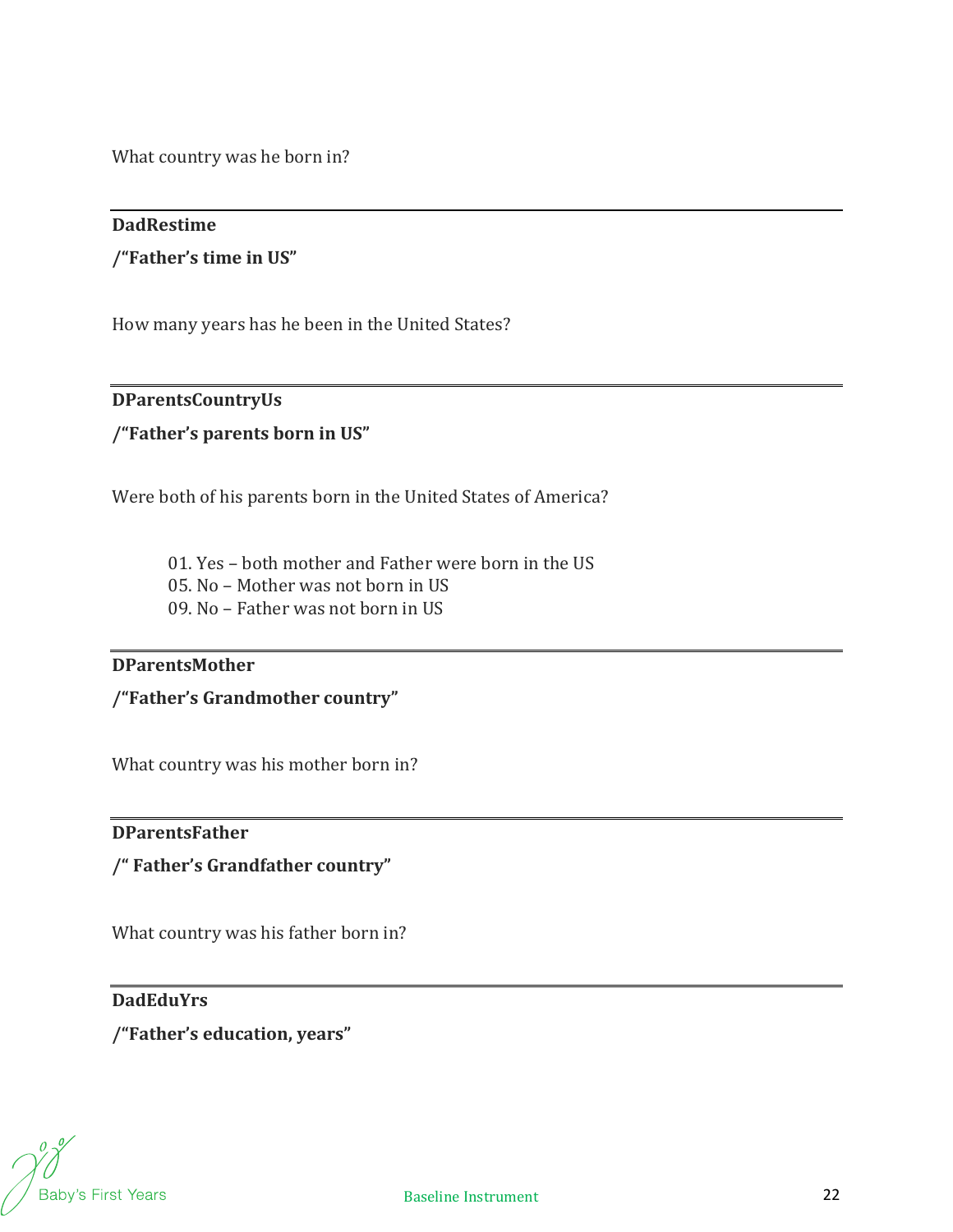What country was he born in?

---

**DadRestime**

**/"Father's time in US"**

How many years has he been in the United States?

---

**DParentsCountryUs**

**/"Father's parents born in US"**

Were both of his parents born in the United States of America?

01. Yes – both mother and Father were born in the US
05. No – Mother was not born in US
09. No – Father was not born in US

---

**DParentsMother**

**/"Father's Grandmother country"**

What country was his mother born in?

---

**DParentsFather**

**/" Father's Grandfather country"**

What country was his father born in?

---

**DadEduYrs**

**/"Father's education, years"**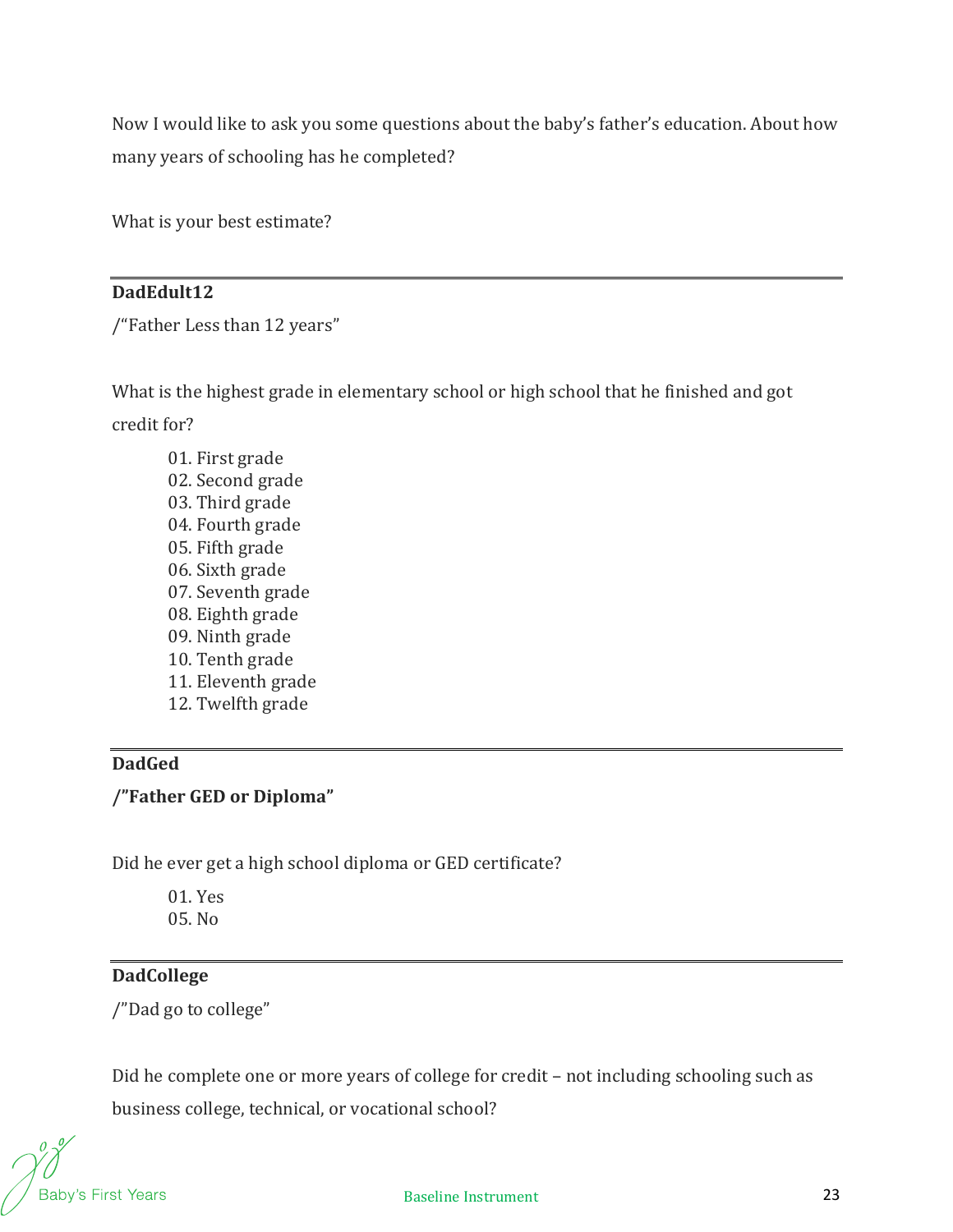Now I would like to ask you some questions about the baby's father's education. About how many years of schooling has he completed?

What is your best estimate?

---

**DadEdult12**

/"Father Less than 12 years"

What is the highest grade in elementary school or high school that he finished and got credit for?

01. First grade
02. Second grade
03. Third grade
04. Fourth grade
05. Fifth grade
06. Sixth grade
07. Seventh grade
08. Eighth grade
09. Ninth grade
10. Tenth grade
11. Eleventh grade
12. Twelfth grade

---

**DadGed**

**/"Father GED or Diploma"**

Did he ever get a high school diploma or GED certificate?

01. Yes
05. No

---

**DadCollege**

/"Dad go to college"

Did he complete one or more years of college for credit – not including schooling such as business college, technical, or vocational school?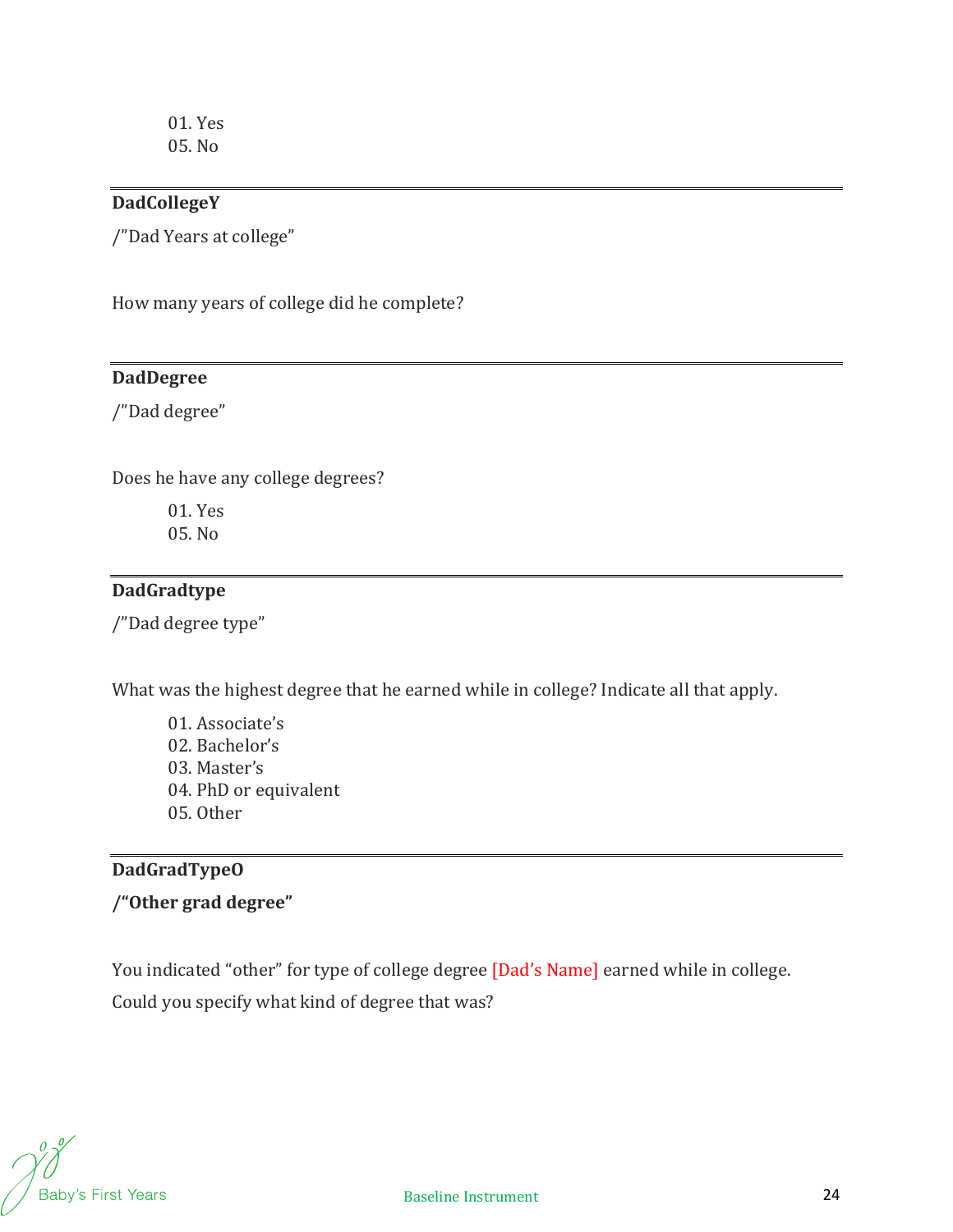01. Yes
05. No

---

**DadCollegeY**

/"Dad Years at college"

How many years of college did he complete?

---

**DadDegree**

/"Dad degree"

Does he have any college degrees?

01. Yes
05. No

---

**DadGradtype**

/"Dad degree type"

What was the highest degree that he earned while in college? Indicate all that apply.

01. Associate's
02. Bachelor's
03. Master's
04. PhD or equivalent
05. Other

---

**DadGradTypeO**

**/"Other grad degree"**

You indicated "other" for type of college degree [Dad's Name] earned while in college.

Could you specify what kind of degree that was?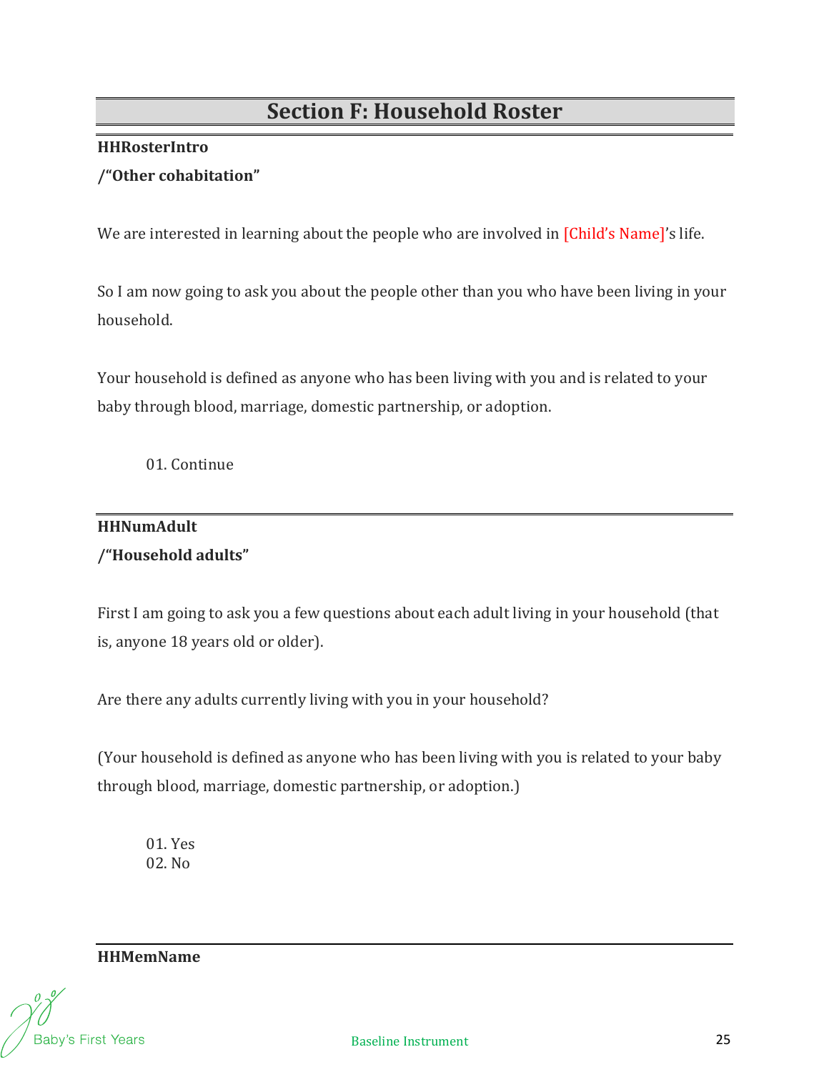# Section F: Household Roster

**HHRosterIntro**

**/"Other cohabitation"**

We are interested in learning about the people who are involved in [Child's Name]'s life.

So I am now going to ask you about the people other than you who have been living in your household.

Your household is defined as anyone who has been living with you and is related to your baby through blood, marriage, domestic partnership, or adoption.

01. Continue

---

**HHNumAdult**

**/"Household adults"**

First I am going to ask you a few questions about each adult living in your household (that is, anyone 18 years old or older).

Are there any adults currently living with you in your household?

(Your household is defined as anyone who has been living with you is related to your baby through blood, marriage, domestic partnership, or adoption.)

01. Yes
02. No

---

**HHMemName**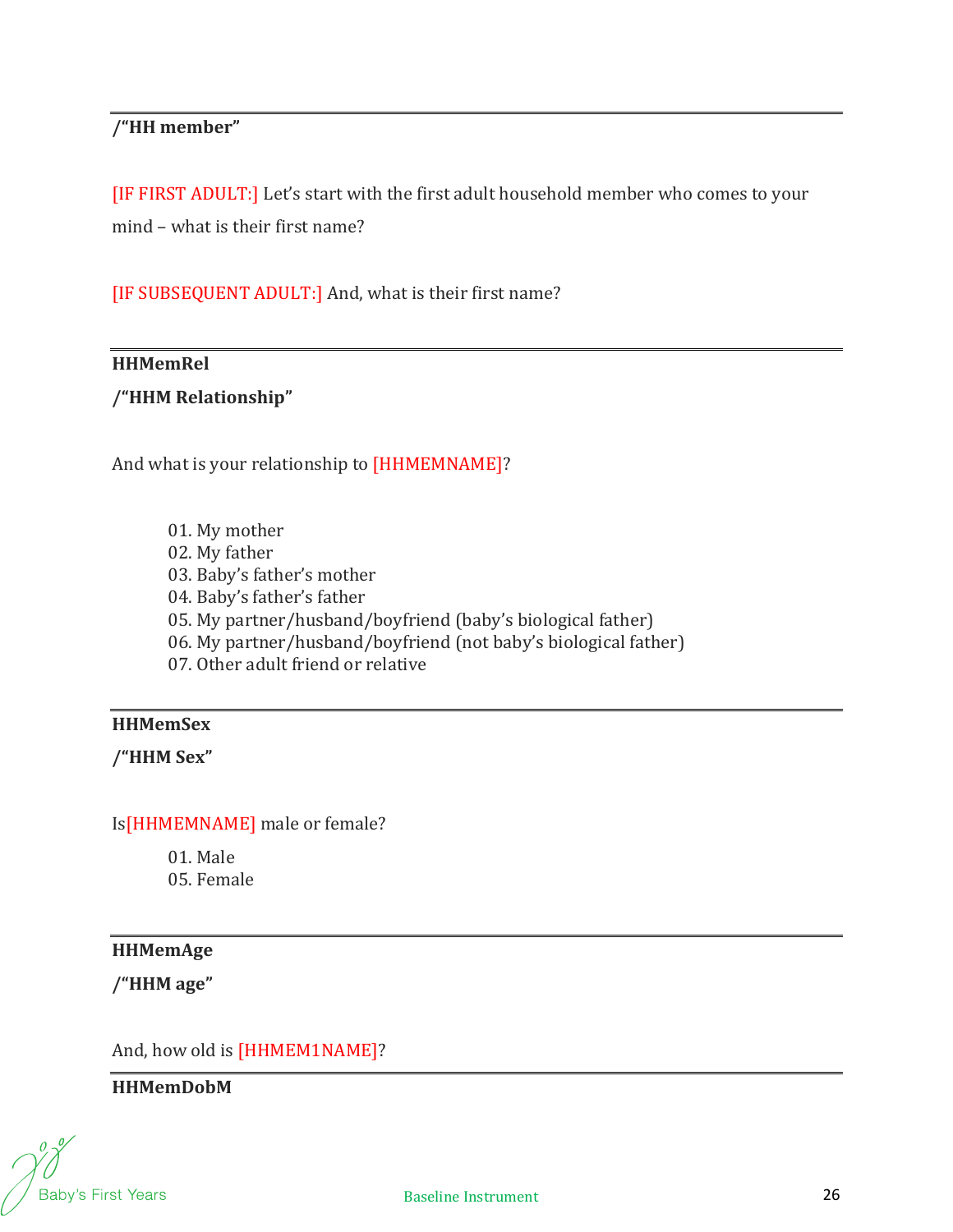---

**/"HH member"**

[IF FIRST ADULT:] Let's start with the first adult household member who comes to your mind – what is their first name?

[IF SUBSEQUENT ADULT:] And, what is their first name?

---

**HHMemRel**

**/"HHM Relationship"**

And what is your relationship to [HHMEMNAME]?

01. My mother
02. My father
03. Baby's father's mother
04. Baby's father's father
05. My partner/husband/boyfriend (baby's biological father)
06. My partner/husband/boyfriend (not baby's biological father)
07. Other adult friend or relative

---

**HHMemSex**

**/"HHM Sex"**

Is[HHMEMNAME] male or female?

01. Male
05. Female

---

**HHMemAge**

**/"HHM age"**

And, how old is [HHMEM1NAME]?

---

**HHMemDobM**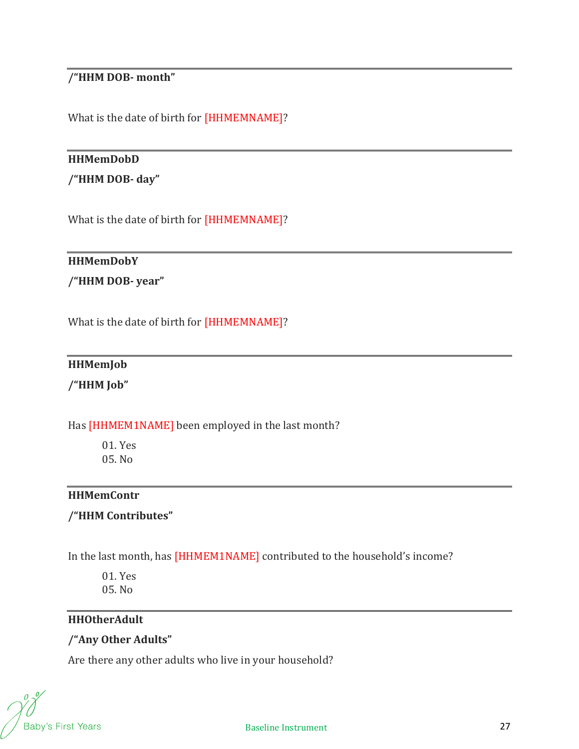---

**/"HHM DOB- month"**

What is the date of birth for [HHMEMNAME]?

---

**HHMemDobD**

**/"HHM DOB- day"**

What is the date of birth for [HHMEMNAME]?

---

**HHMemDobY**

**/"HHM DOB- year"**

What is the date of birth for [HHMEMNAME]?

---

**HHMemJob**

**/"HHM Job"**

Has [HHMEM1NAME] been employed in the last month?

 01. Yes
 05. No

---

**HHMemContr**

**/"HHM Contributes"**

In the last month, has [HHMEM1NAME] contributed to the household's income?

 01. Yes
 05. No

---

**HHOtherAdult**

**/"Any Other Adults"**

Are there any other adults who live in your household?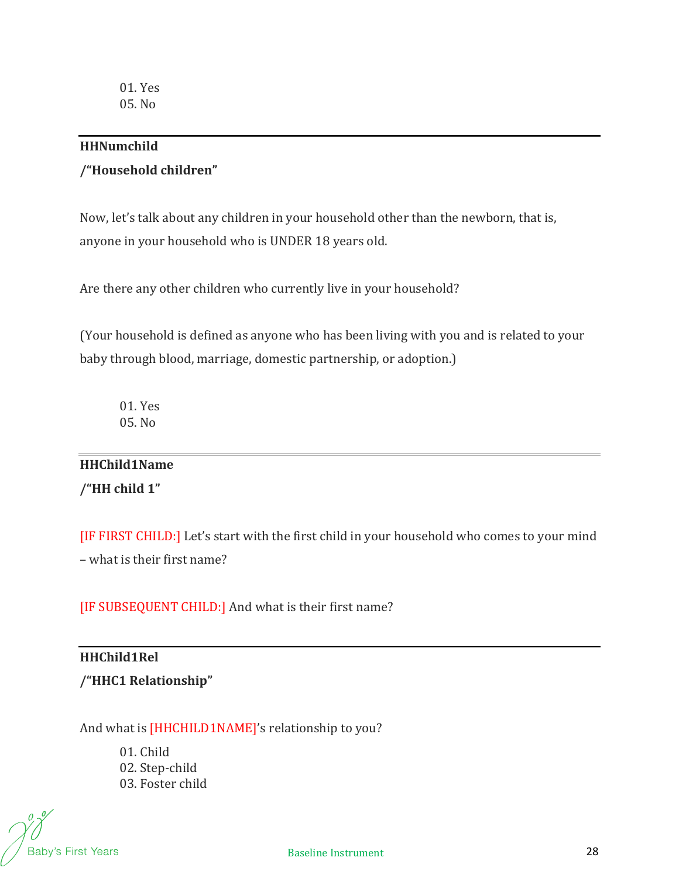01. Yes
05. No

---

**HHNumchild**

**/“Household children”**

Now, let’s talk about any children in your household other than the newborn, that is, anyone in your household who is UNDER 18 years old.

Are there any other children who currently live in your household?

(Your household is defined as anyone who has been living with you and is related to your baby through blood, marriage, domestic partnership, or adoption.)

01. Yes
05. No

---

**HHChild1Name**

**/“HH child 1”**

[IF FIRST CHILD:] Let’s start with the first child in your household who comes to your mind – what is their first name?

[IF SUBSEQUENT CHILD:] And what is their first name?

---

**HHChild1Rel**

**/“HHC1 Relationship”**

And what is [HHCHILD1NAME]’s relationship to you?

01. Child
02. Step-child
03. Foster child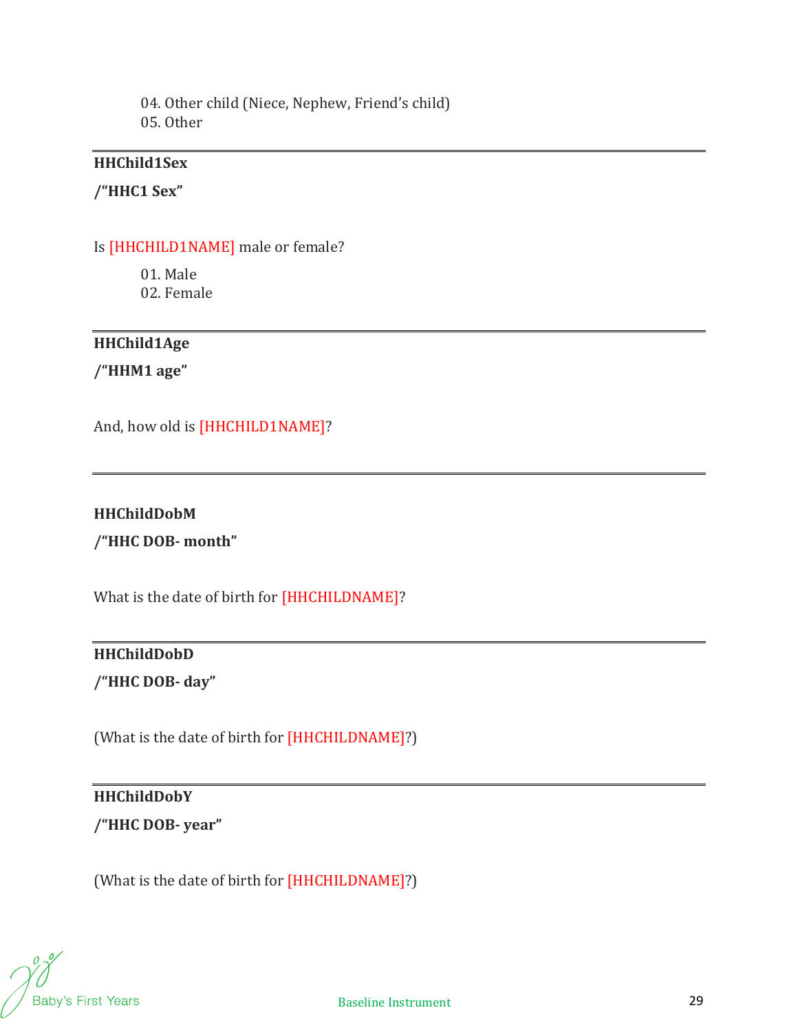04. Other child (Niece, Nephew, Friend's child)
05. Other

---

**HHChild1Sex**

**/"HHC1 Sex"**

Is [HHCHILD1NAME] male or female?

01. Male
02. Female

---

**HHChild1Age**

**/"HHM1 age"**

And, how old is [HHCHILD1NAME]?

---

**HHChildDobM**

**/"HHC DOB- month"**

What is the date of birth for [HHCHILDNAME]?

---

**HHChildDobD**

**/"HHC DOB- day"**

(What is the date of birth for [HHCHILDNAME]?)

---

**HHChildDobY**

**/"HHC DOB- year"**

(What is the date of birth for [HHCHILDNAME]?)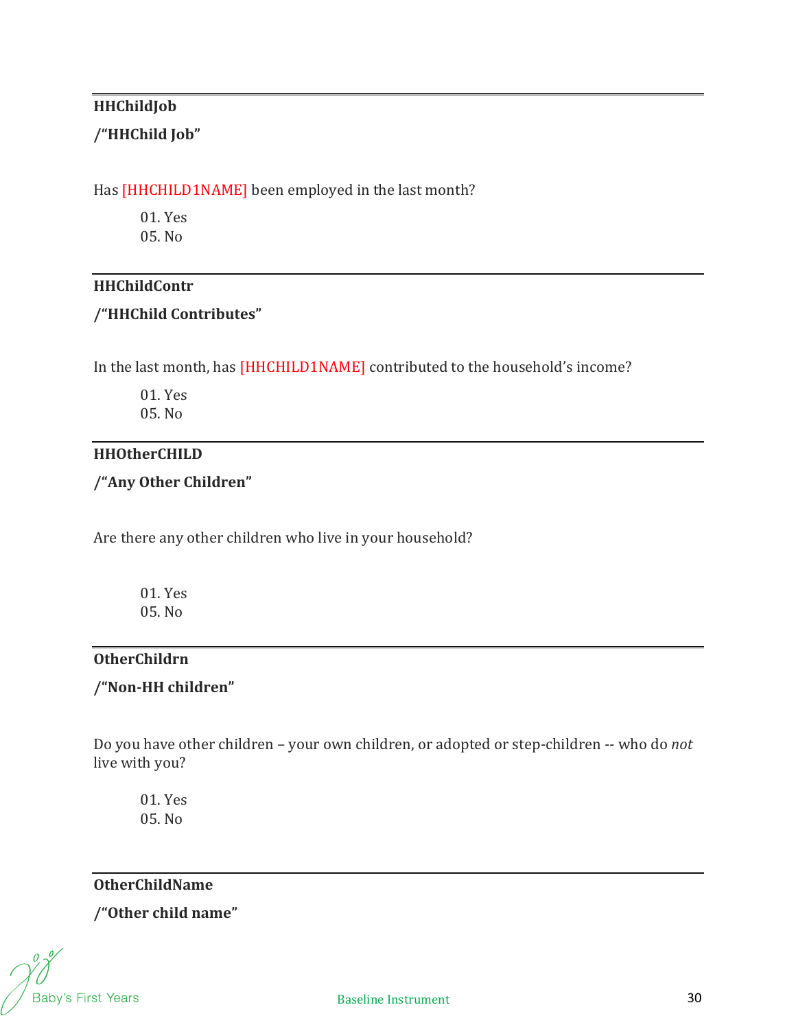---

**HHChildJob**

**/"HHChild Job"**

Has [HHCHILD1NAME] been employed in the last month?

01. Yes
05. No

---

**HHChildContr**

**/"HHChild Contributes"**

In the last month, has [HHCHILD1NAME] contributed to the household's income?

01. Yes
05. No

---

**HHOtherCHILD**

**/"Any Other Children"**

Are there any other children who live in your household?

01. Yes
05. No

---

**OtherChildrn**

**/"Non-HH children"**

Do you have other children – your own children, or adopted or step-children -- who do *not* live with you?

01. Yes
05. No

---

**OtherChildName**

**/"Other child name"**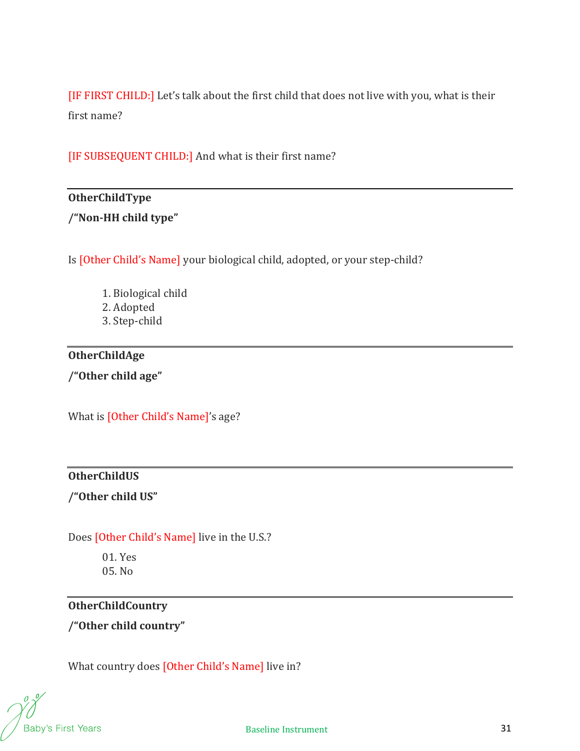[IF FIRST CHILD:] Let's talk about the first child that does not live with you, what is their first name?

[IF SUBSEQUENT CHILD:] And what is their first name?

---

**OtherChildType**

**/"Non-HH child type"**

Is [Other Child's Name] your biological child, adopted, or your step-child?

1. Biological child
2. Adopted
3. Step-child

---

**OtherChildAge**

**/"Other child age"**

What is [Other Child's Name]'s age?

---

**OtherChildUS**

**/"Other child US"**

Does [Other Child's Name] live in the U.S.?

01. Yes
05. No

---

**OtherChildCountry**

**/"Other child country"**

What country does [Other Child's Name] live in?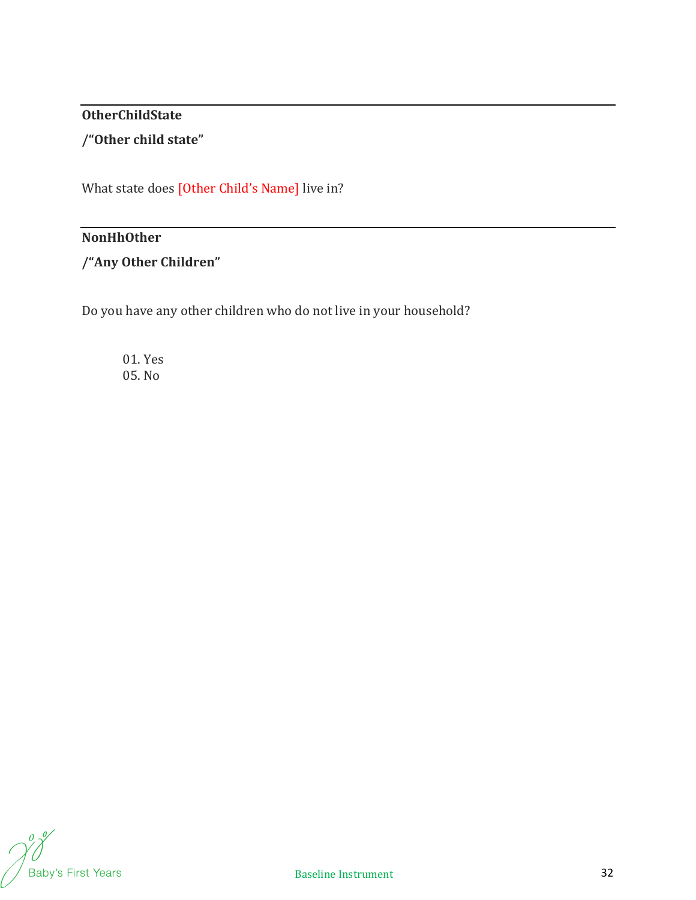---

**OtherChildState**

**/"Other child state"**

What state does [Other Child's Name] live in?

---

**NonHhOther**

**/"Any Other Children"**

Do you have any other children who do not live in your household?

01. Yes
05. No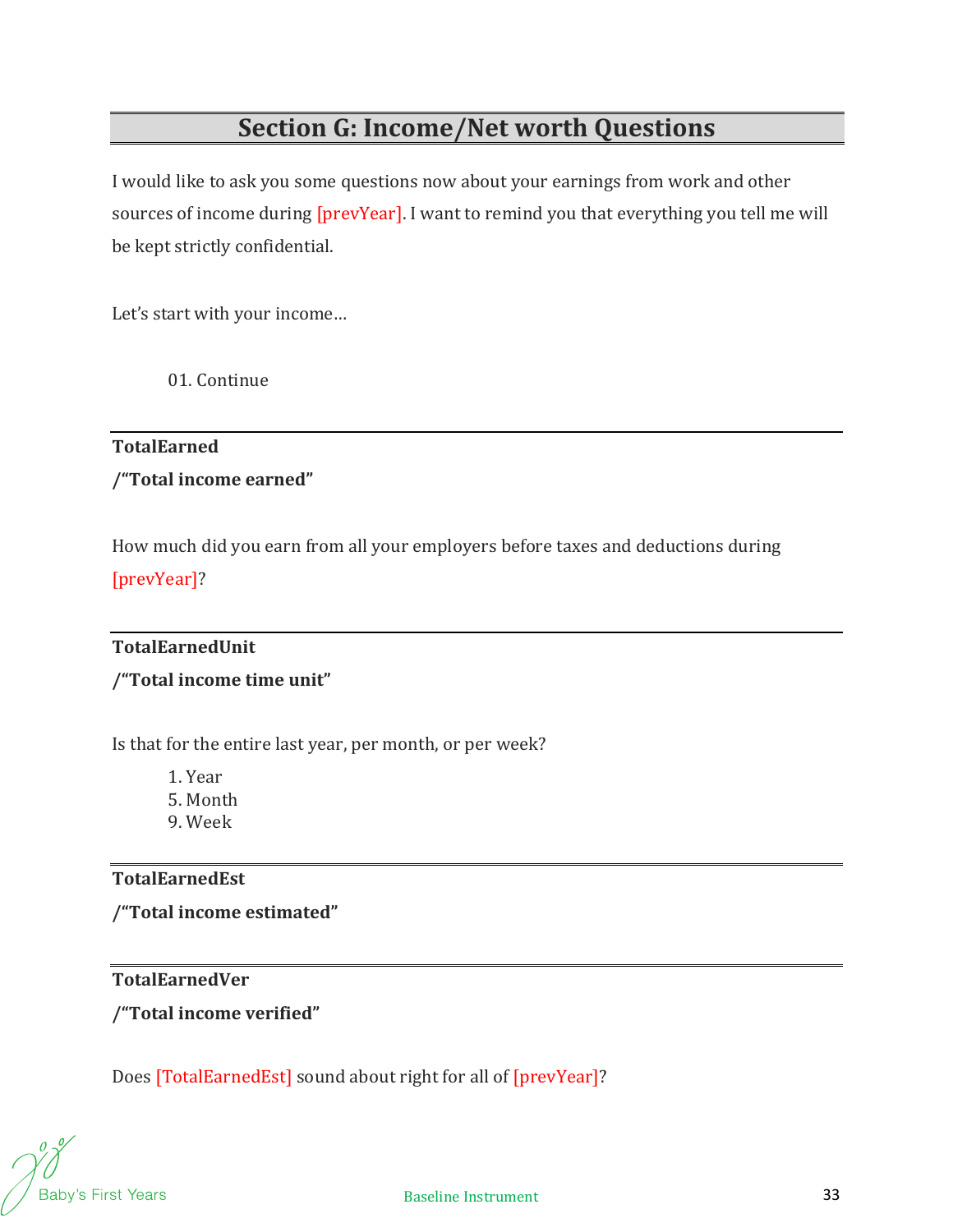## Section G: Income/Net worth Questions

I would like to ask you some questions now about your earnings from work and other sources of income during [prevYear]. I want to remind you that everything you tell me will be kept strictly confidential.

Let's start with your income…

01. Continue

---

**TotalEarned**

**/"Total income earned"**

How much did you earn from all your employers before taxes and deductions during [prevYear]?

---

**TotalEarnedUnit**

**/"Total income time unit"**

Is that for the entire last year, per month, or per week?

1. Year
5. Month
9. Week

---

**TotalEarnedEst**

**/"Total income estimated"**

---

**TotalEarnedVer**

**/"Total income verified"**

Does [TotalEarnedEst] sound about right for all of [prevYear]?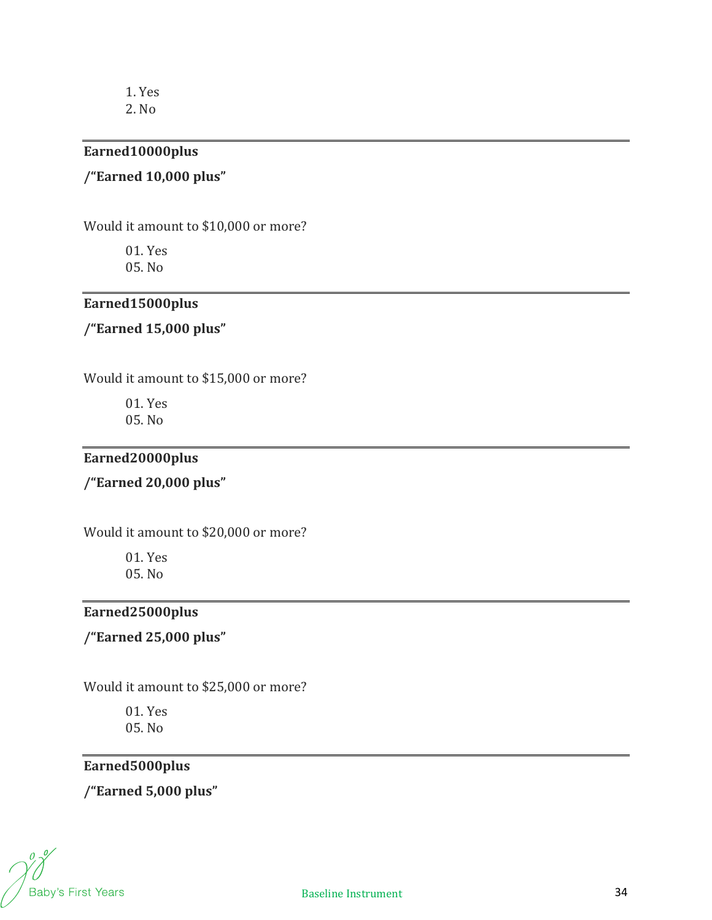1. Yes
2. No

---

**Earned10000plus**

**/"Earned 10,000 plus"**

Would it amount to $10,000 or more?

01. Yes
05. No

---

**Earned15000plus**

**/"Earned 15,000 plus"**

Would it amount to $15,000 or more?

01. Yes
05. No

---

**Earned20000plus**

**/"Earned 20,000 plus"**

Would it amount to $20,000 or more?

01. Yes
05. No

---

**Earned25000plus**

**/"Earned 25,000 plus"**

Would it amount to $25,000 or more?

01. Yes
05. No

---

**Earned5000plus**

**/"Earned 5,000 plus"**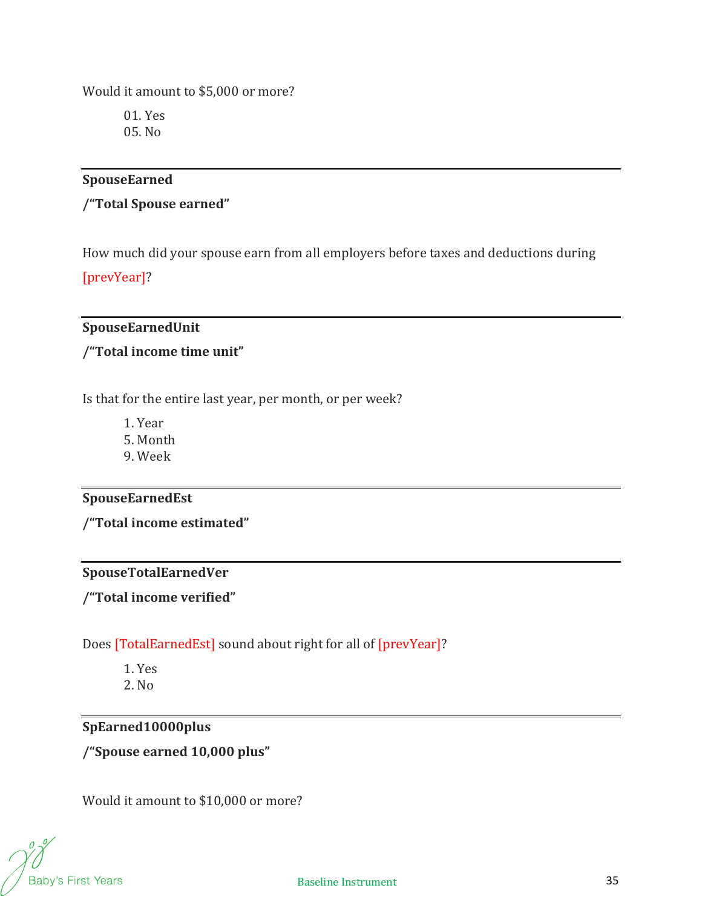Would it amount to $5,000 or more?

01. Yes
05. No

---

**SpouseEarned**

**/"Total Spouse earned"**

How much did your spouse earn from all employers before taxes and deductions during [prevYear]?

---

**SpouseEarnedUnit**

**/"Total income time unit"**

Is that for the entire last year, per month, or per week?

1. Year
5. Month
9. Week

---

**SpouseEarnedEst**

**/"Total income estimated"**

---

**SpouseTotalEarnedVer**

**/"Total income verified"**

Does [TotalEarnedEst] sound about right for all of [prevYear]?

1. Yes
2. No

---

**SpEarned10000plus**

**/"Spouse earned 10,000 plus"**

Would it amount to $10,000 or more?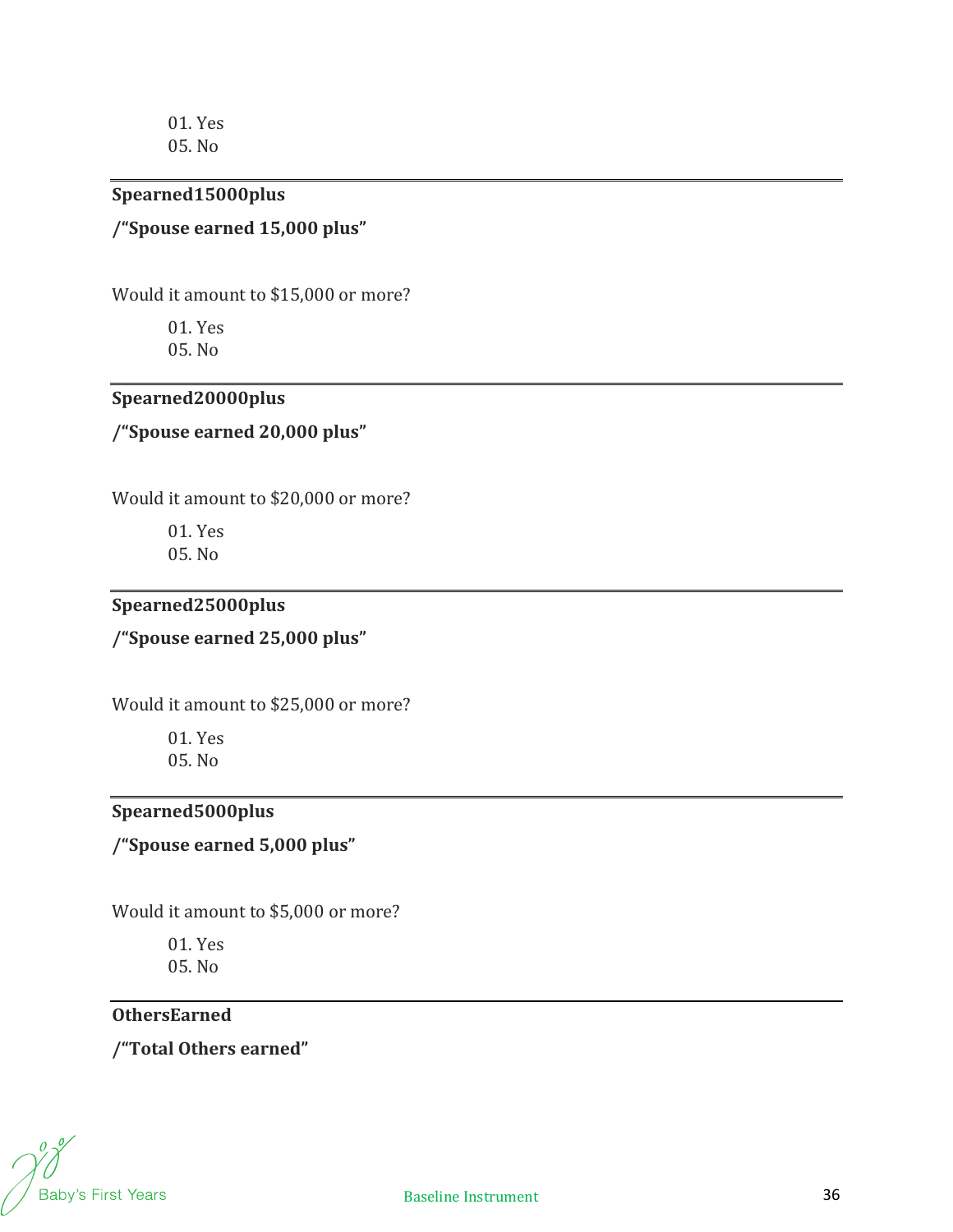01. Yes
05. No

---

**Spearned15000plus**

**/"Spouse earned 15,000 plus"**

Would it amount to $15,000 or more?

01. Yes
05. No

---

**Spearned20000plus**

**/"Spouse earned 20,000 plus"**

Would it amount to $20,000 or more?

01. Yes
05. No

---

**Spearned25000plus**

**/"Spouse earned 25,000 plus"**

Would it amount to $25,000 or more?

01. Yes
05. No

---

**Spearned5000plus**

**/"Spouse earned 5,000 plus"**

Would it amount to $5,000 or more?

01. Yes
05. No

---

**OthersEarned**

**/"Total Others earned"**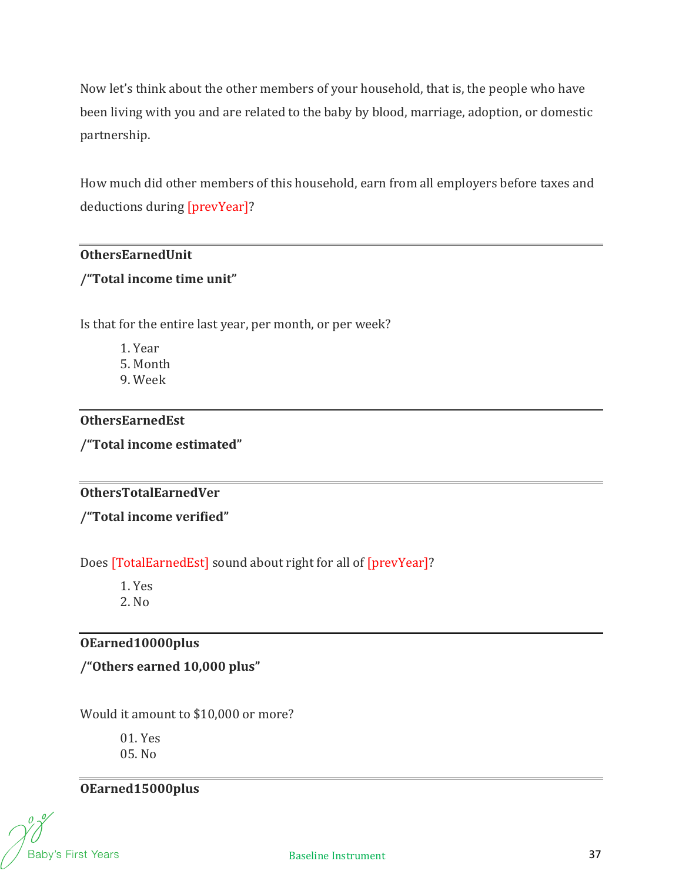Now let's think about the other members of your household, that is, the people who have been living with you and are related to the baby by blood, marriage, adoption, or domestic partnership.

How much did other members of this household, earn from all employers before taxes and deductions during [prevYear]?

---

**OthersEarnedUnit**

**/"Total income time unit"**

Is that for the entire last year, per month, or per week?

1. Year
5. Month
9. Week

---

**OthersEarnedEst**

**/"Total income estimated"**

---

**OthersTotalEarnedVer**

**/"Total income verified"**

Does [TotalEarnedEst] sound about right for all of [prevYear]?

1. Yes
2. No

---

**OEarned10000plus**

**/"Others earned 10,000 plus"**

Would it amount to $10,000 or more?

01. Yes
05. No

---

**OEarned15000plus**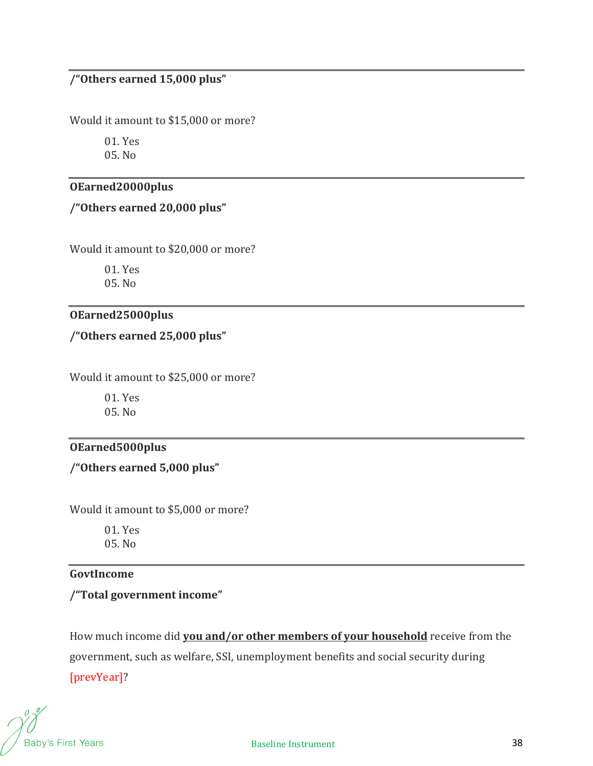**/“Others earned 15,000 plus”**

Would it amount to $15,000 or more?

01. Yes
05. No

---

**OEarned20000plus**

**/“Others earned 20,000 plus”**

Would it amount to $20,000 or more?

01. Yes
05. No

---

**OEarned25000plus**

**/“Others earned 25,000 plus”**

Would it amount to $25,000 or more?

01. Yes
05. No

---

**OEarned5000plus**

**/“Others earned 5,000 plus”**

Would it amount to $5,000 or more?

01. Yes
05. No

---

**GovtIncome**

**/“Total government income”**

How much income did **<u>you and/or other members of your household</u>** receive from the government, such as welfare, SSI, unemployment benefits and social security during [prevYear]?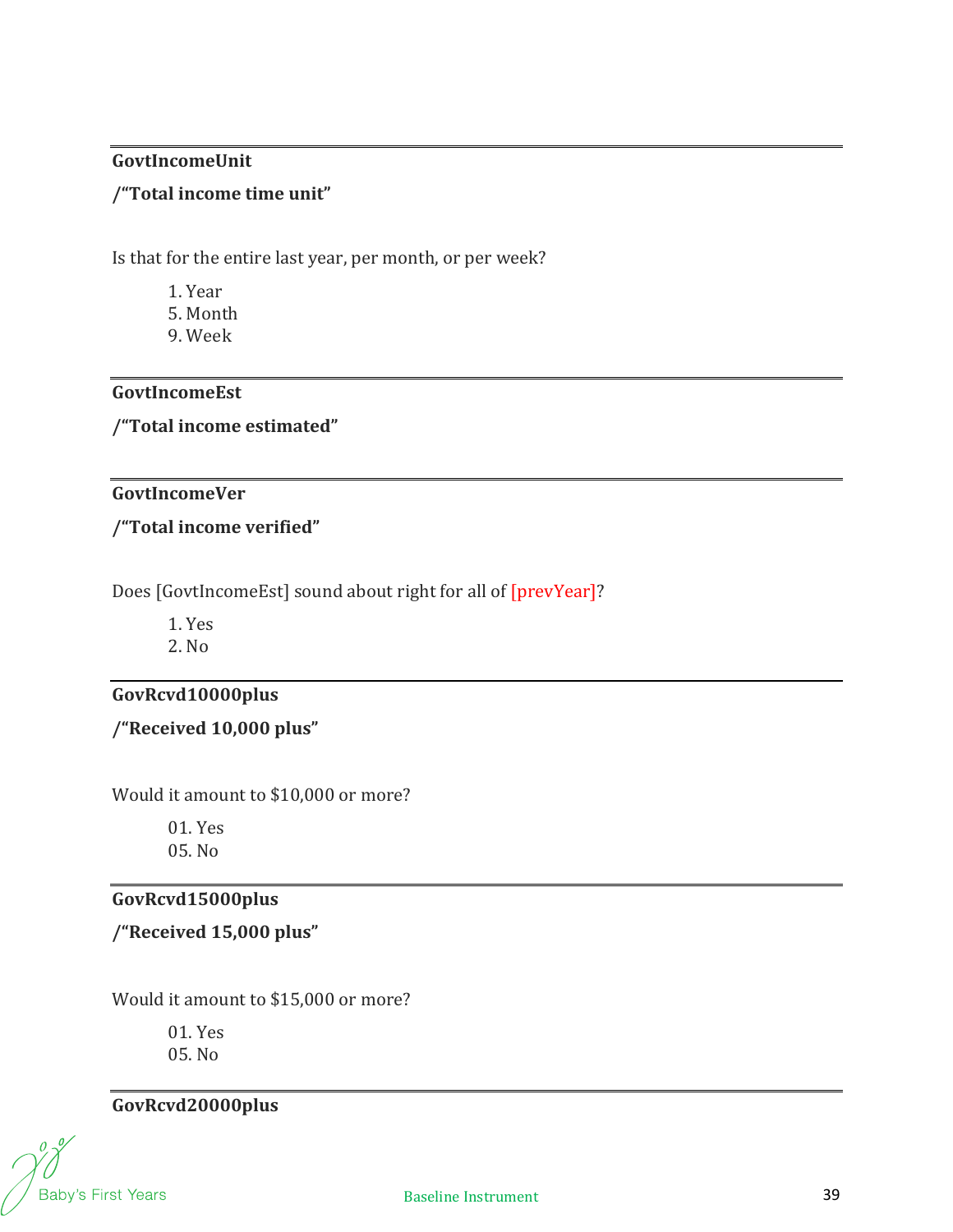---

**GovtIncomeUnit**

**/"Total income time unit"**

Is that for the entire last year, per month, or per week?

1. Year
5. Month
9. Week

---

**GovtIncomeEst**

**/"Total income estimated"**

---

**GovtIncomeVer**

**/"Total income verified"**

Does [GovtIncomeEst] sound about right for all of [prevYear]?

1. Yes
2. No

---

**GovRcvd10000plus**

**/"Received 10,000 plus"**

Would it amount to $10,000 or more?

01. Yes
05. No

---

**GovRcvd15000plus**

**/"Received 15,000 plus"**

Would it amount to $15,000 or more?

01. Yes
05. No

---

**GovRcvd20000plus**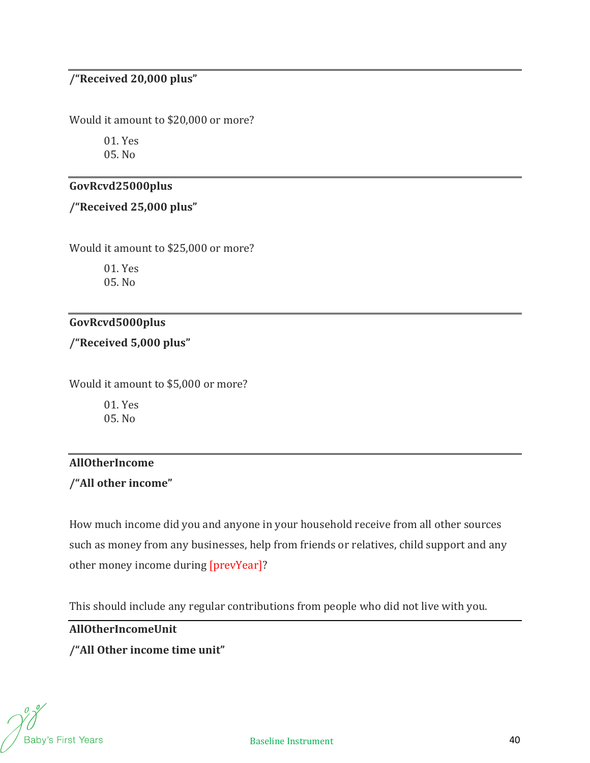**/“Received 20,000 plus”**

Would it amount to $20,000 or more?

01. Yes
05. No

---

**GovRcvd25000plus**

**/“Received 25,000 plus”**

Would it amount to $25,000 or more?

01. Yes
05. No

---

**GovRcvd5000plus**

**/“Received 5,000 plus”**

Would it amount to $5,000 or more?

01. Yes
05. No

---

**AllOtherIncome**

**/“All other income”**

How much income did you and anyone in your household receive from all other sources such as money from any businesses, help from friends or relatives, child support and any other money income during [prevYear]?

This should include any regular contributions from people who did not live with you.

---

**AllOtherIncomeUnit**

**/“All Other income time unit”**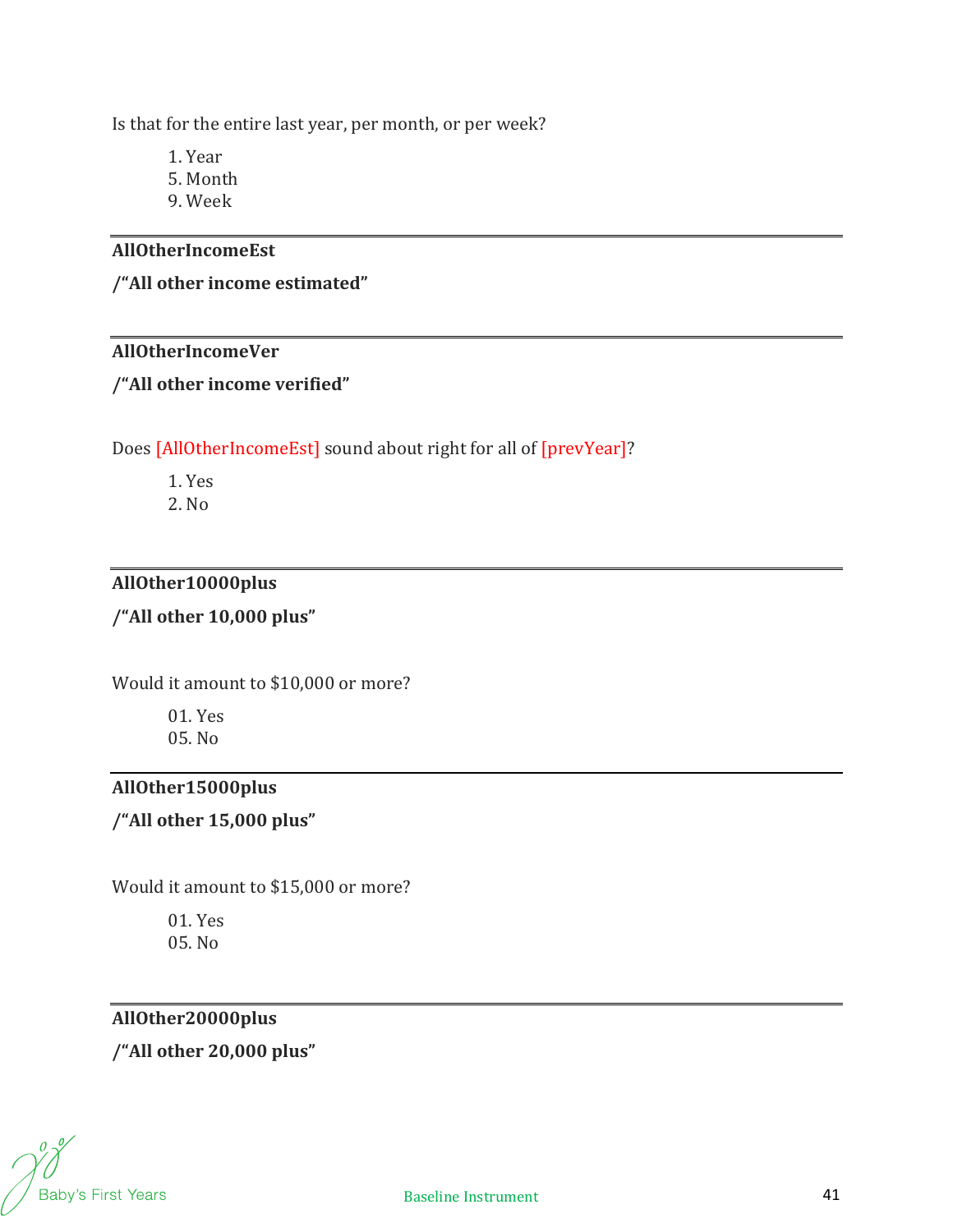Is that for the entire last year, per month, or per week?

1. Year
5. Month
9. Week

---

**AllOtherIncomeEst**

**/"All other income estimated"**

---

**AllOtherIncomeVer**

**/"All other income verified"**

Does [AllOtherIncomeEst] sound about right for all of [prevYear]?

1. Yes
2. No

---

**AllOther10000plus**

**/"All other 10,000 plus"**

Would it amount to $10,000 or more?

01. Yes
05. No

---

**AllOther15000plus**

**/"All other 15,000 plus"**

Would it amount to $15,000 or more?

01. Yes
05. No

---

**AllOther20000plus**

**/"All other 20,000 plus"**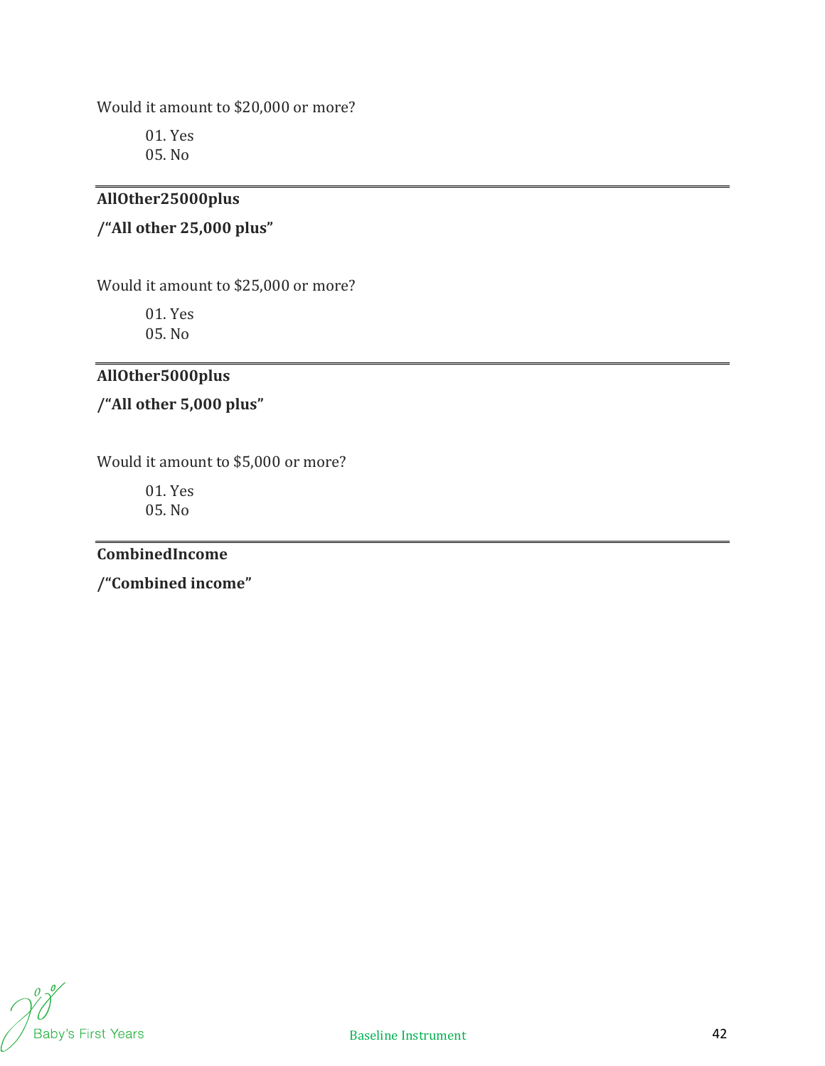Would it amount to $20,000 or more?

01. Yes
05. No

---

**AllOther25000plus**

**/"All other 25,000 plus"**

Would it amount to $25,000 or more?

01. Yes
05. No

---

**AllOther5000plus**

**/"All other 5,000 plus"**

Would it amount to $5,000 or more?

01. Yes
05. No

---

**CombinedIncome**

**/"Combined income"**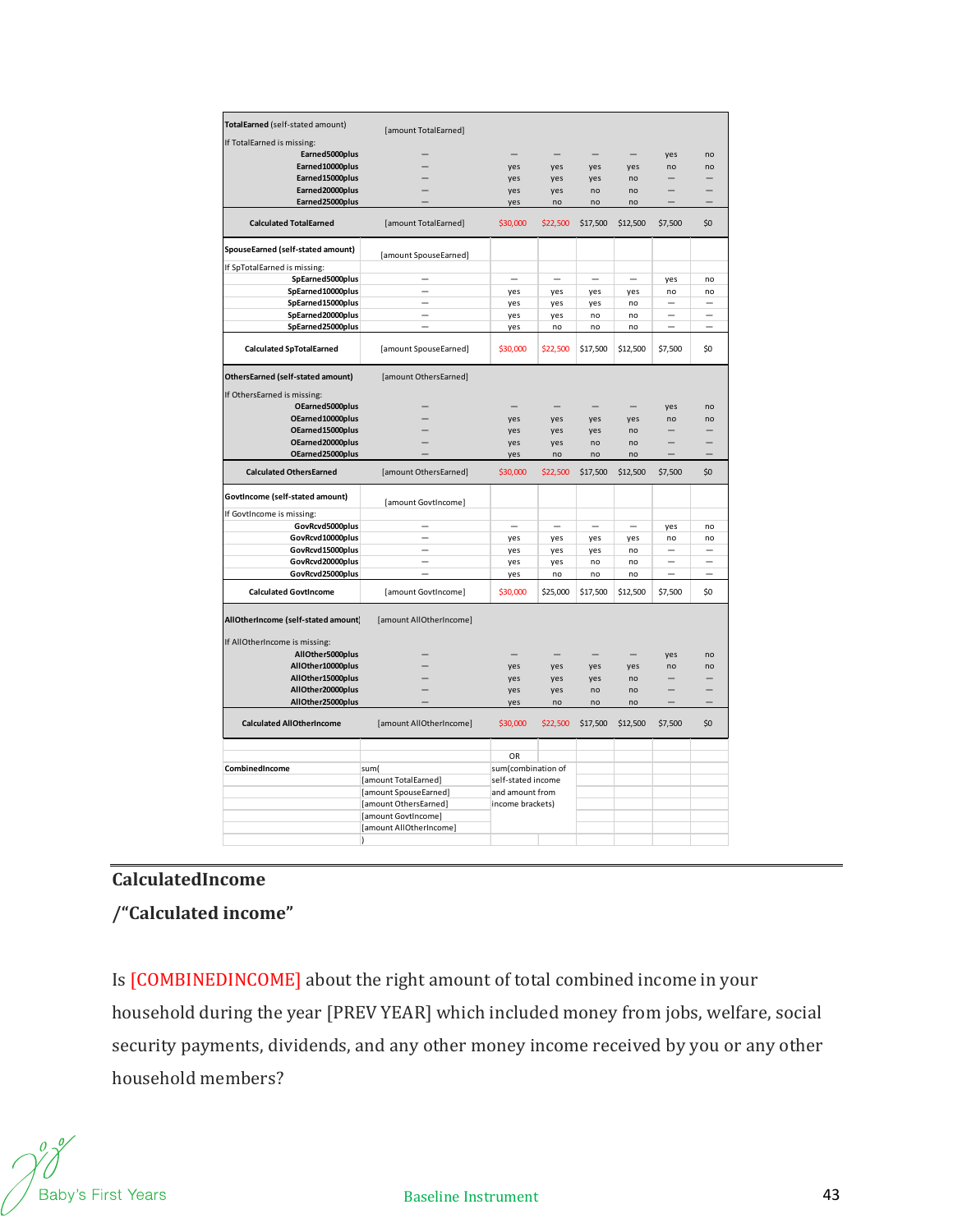| | | | | | | | |
|---|---|---|---|---|---|---|---|
| **TotalEarned** (self-stated amount) | [amount TotalEarned] | | | | | | |
| If TotalEarned is missing: | | | | | | | |
| **Earned5000plus** | – | – | – | – | – | yes | no |
| **Earned10000plus** | – | yes | yes | yes | yes | no | no |
| **Earned15000plus** | – | yes | yes | yes | no | – | – |
| **Earned20000plus** | – | yes | yes | no | no | – | – |
| **Earned25000plus** | – | yes | no | no | no | – | – |
| **Calculated TotalEarned** | [amount TotalEarned] | $30,000 | $22,500 | $17,500 | $12,500 | $7,500 | $0 |
| **SpouseEarned (self-stated amount)** | [amount SpouseEarned] | | | | | | |
| If SpTotalEarned is missing: | | | | | | | |
| **SpEarned5000plus** | – | – | – | – | – | yes | no |
| **SpEarned10000plus** | – | yes | yes | yes | yes | no | no |
| **SpEarned15000plus** | – | yes | yes | yes | no | – | – |
| **SpEarned20000plus** | – | yes | yes | no | no | – | – |
| **SpEarned25000plus** | – | yes | no | no | no | – | – |
| **Calculated SpTotalEarned** | [amount SpouseEarned] | $30,000 | $22,500 | $17,500 | $12,500 | $7,500 | $0 |
| **OthersEarned (self-stated amount)** | [amount OthersEarned] | | | | | | |
| If OthersEarned is missing: | | | | | | | |
| **OEarned5000plus** | – | – | – | – | – | yes | no |
| **OEarned10000plus** | – | yes | yes | yes | yes | no | no |
| **OEarned15000plus** | – | yes | yes | yes | no | – | – |
| **OEarned20000plus** | – | yes | yes | no | no | – | – |
| **OEarned25000plus** | – | yes | no | no | no | – | – |
| **Calculated OthersEarned** | [amount OthersEarned] | $30,000 | $22,500 | $17,500 | $12,500 | $7,500 | $0 |
| **GovtIncome (self-stated amount)** | [amount GovtIncome] | | | | | | |
| If GovtIncome is missing: | | | | | | | |
| **GovRcvd5000plus** | – | – | – | – | – | yes | no |
| **GovRcvd10000plus** | – | yes | yes | yes | yes | no | no |
| **GovRcvd15000plus** | – | yes | yes | yes | no | – | – |
| **GovRcvd20000plus** | – | yes | yes | no | no | – | – |
| **GovRcvd25000plus** | – | yes | no | no | no | – | – |
| **Calculated GovtIncome** | [amount GovtIncome] | $30,000 | $25,000 | $17,500 | $12,500 | $7,500 | $0 |
| **AllOtherIncome (self-stated amount)** | [amount AllOtherIncome] | | | | | | |
| If AllOtherIncome is missing: | | | | | | | |
| **AllOther5000plus** | – | – | – | – | – | yes | no |
| **AllOther10000plus** | – | yes | yes | yes | yes | no | no |
| **AllOther15000plus** | – | yes | yes | yes | no | – | – |
| **AllOther20000plus** | – | yes | yes | no | no | – | – |
| **AllOther25000plus** | – | yes | no | no | no | – | – |
| **Calculated AllOtherIncome** | [amount AllOtherIncome] | $30,000 | $22,500 | $17,500 | $12,500 | $7,500 | $0 |
| | | OR | | | | | |
| **CombinedIncome** | sum( [amount TotalEarned] [amount SpouseEarned] [amount OthersEarned] [amount GovtIncome] [amount AllOtherIncome] ) | sum(combination of self-stated income and amount from income brackets) | | | | | |

## CalculatedIncome

## /"Calculated income"

Is [COMBINEDINCOME] about the right amount of total combined income in your household during the year [PREV YEAR] which included money from jobs, welfare, social security payments, dividends, and any other money income received by you or any other household members?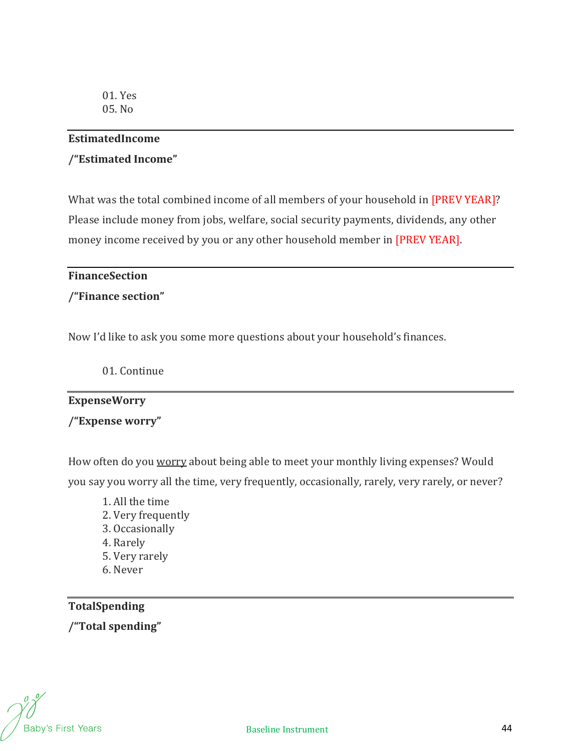01. Yes
05. No

---

**EstimatedIncome**

**/"Estimated Income"**

What was the total combined income of all members of your household in [PREV YEAR]? Please include money from jobs, welfare, social security payments, dividends, any other money income received by you or any other household member in [PREV YEAR].

---

**FinanceSection**

**/"Finance section"**

Now I'd like to ask you some more questions about your household's finances.

01. Continue

---

**ExpenseWorry**

**/"Expense worry"**

How often do you <u>worry</u> about being able to meet your monthly living expenses? Would you say you worry all the time, very frequently, occasionally, rarely, very rarely, or never?

1. All the time
2. Very frequently
3. Occasionally
4. Rarely
5. Very rarely
6. Never

---

**TotalSpending**

**/"Total spending"**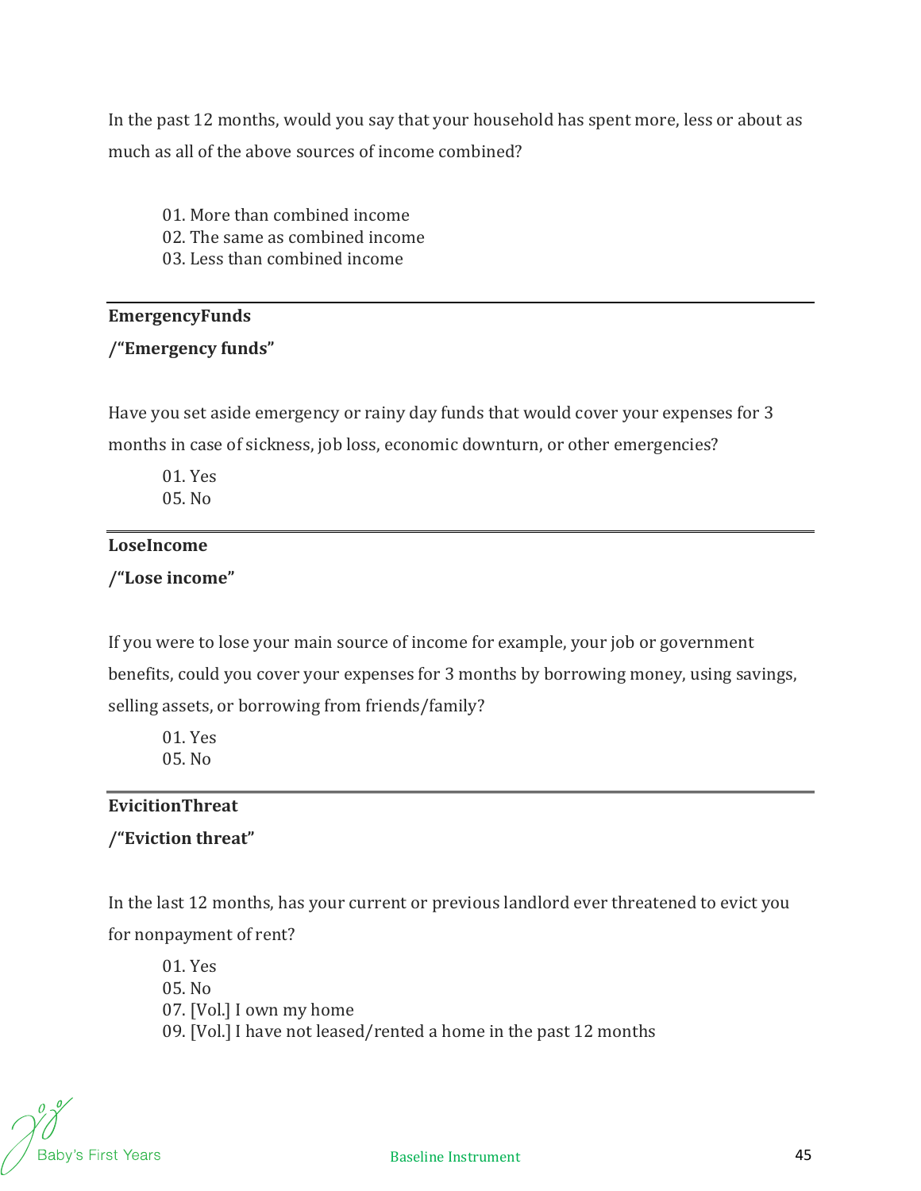In the past 12 months, would you say that your household has spent more, less or about as much as all of the above sources of income combined?

01. More than combined income
02. The same as combined income
03. Less than combined income

---

**EmergencyFunds**

**/"Emergency funds"**

Have you set aside emergency or rainy day funds that would cover your expenses for 3 months in case of sickness, job loss, economic downturn, or other emergencies?

01. Yes
05. No

---

**LoseIncome**

**/"Lose income"**

If you were to lose your main source of income for example, your job or government benefits, could you cover your expenses for 3 months by borrowing money, using savings, selling assets, or borrowing from friends/family?

01. Yes
05. No

---

**EvicitionThreat**

**/"Eviction threat"**

In the last 12 months, has your current or previous landlord ever threatened to evict you for nonpayment of rent?

01. Yes
05. No
07. [Vol.] I own my home
09. [Vol.] I have not leased/rented a home in the past 12 months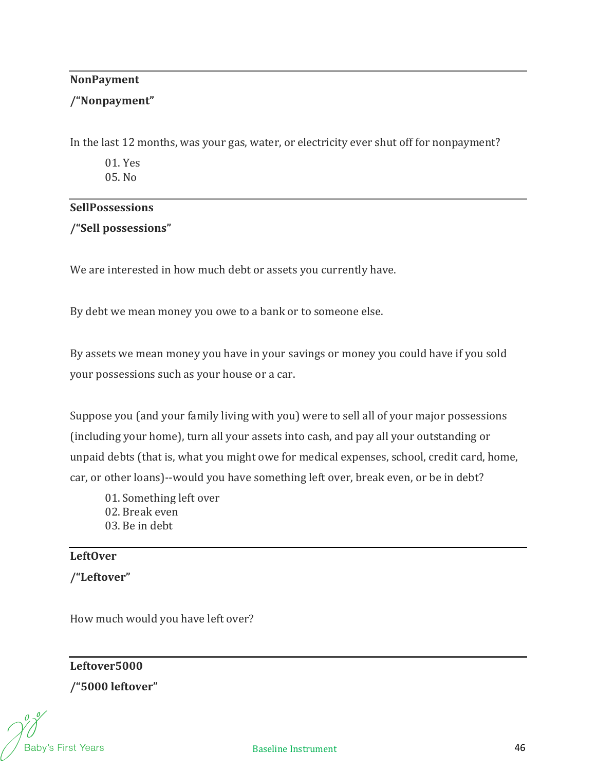---

**NonPayment**

**/"Nonpayment"**

In the last 12 months, was your gas, water, or electricity ever shut off for nonpayment?

01. Yes
05. No

---

**SellPossessions**

**/"Sell possessions"**

We are interested in how much debt or assets you currently have.

By debt we mean money you owe to a bank or to someone else.

By assets we mean money you have in your savings or money you could have if you sold your possessions such as your house or a car.

Suppose you (and your family living with you) were to sell all of your major possessions (including your home), turn all your assets into cash, and pay all your outstanding or unpaid debts (that is, what you might owe for medical expenses, school, credit card, home, car, or other loans)--would you have something left over, break even, or be in debt?

01. Something left over
02. Break even
03. Be in debt

---

**LeftOver**

**/"Leftover"**

How much would you have left over?

---

**Leftover5000**

**/"5000 leftover"**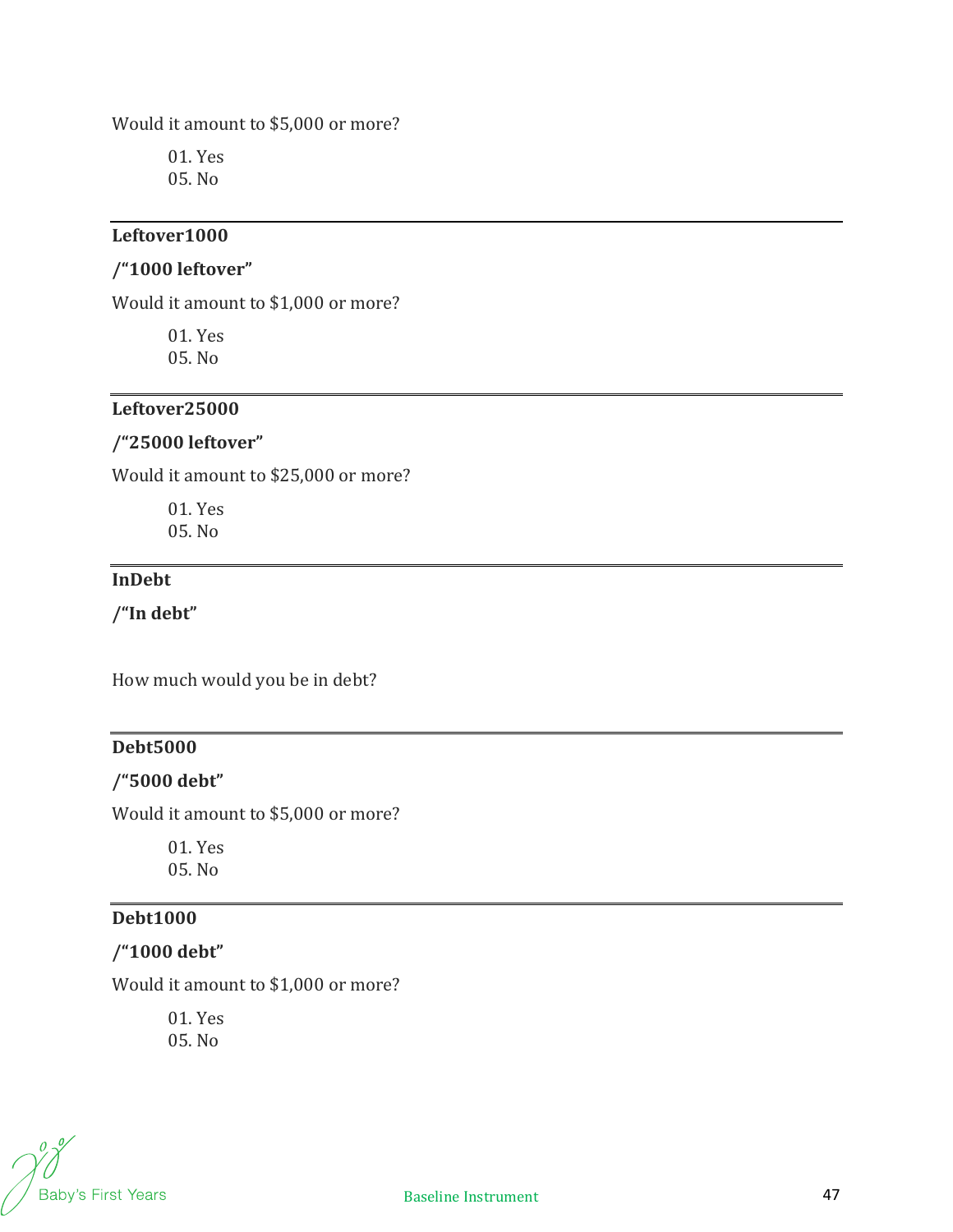Would it amount to $5,000 or more?

01. Yes
05. No

---

**Leftover1000**

**/"1000 leftover"**

Would it amount to $1,000 or more?

01. Yes
05. No

---

**Leftover25000**

**/"25000 leftover"**

Would it amount to $25,000 or more?

01. Yes
05. No

---

**InDebt**

**/"In debt"**

How much would you be in debt?

---

**Debt5000**

**/"5000 debt"**

Would it amount to $5,000 or more?

01. Yes
05. No

---

**Debt1000**

**/"1000 debt"**

Would it amount to $1,000 or more?

01. Yes
05. No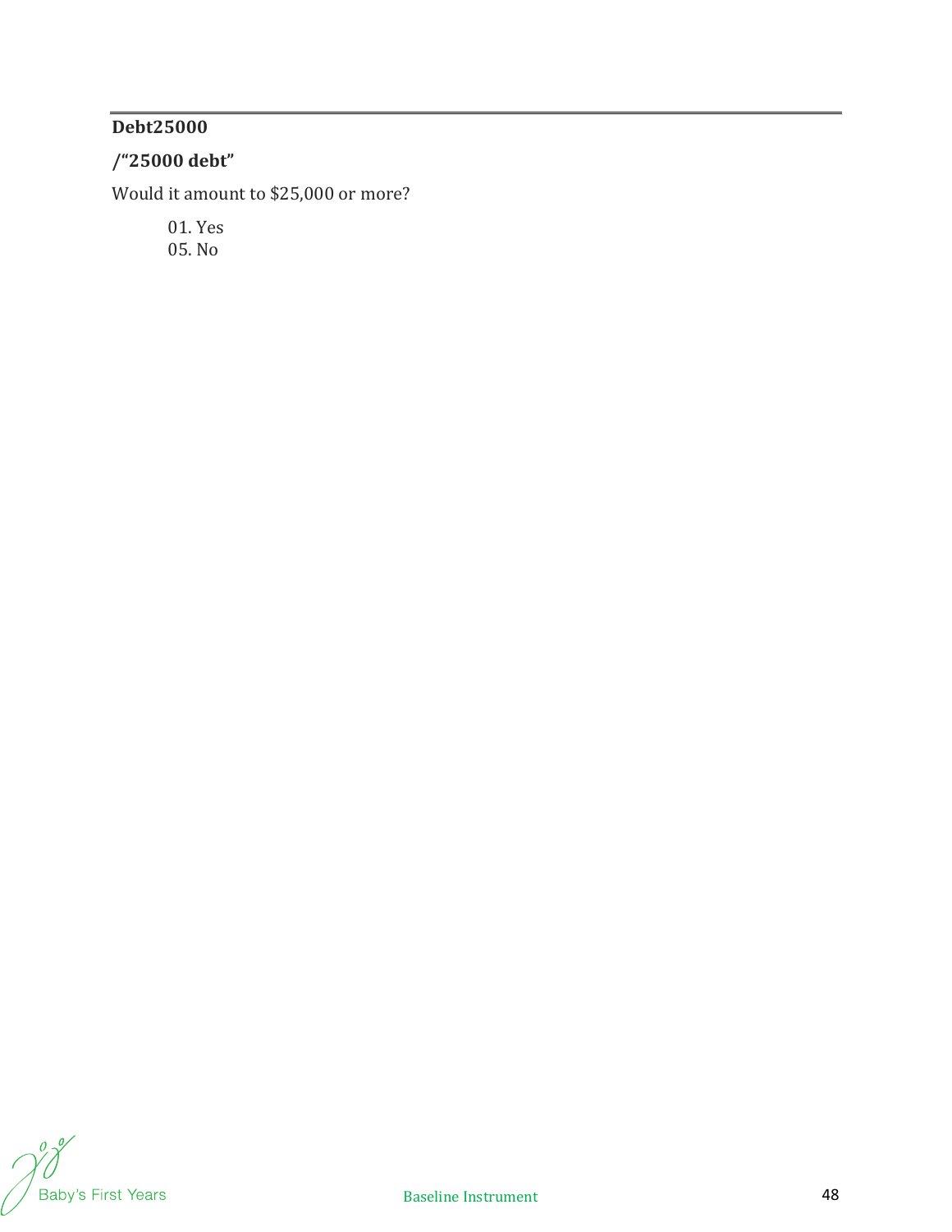**Debt25000**

**/"25000 debt"**

Would it amount to $25,000 or more?

01. Yes
05. No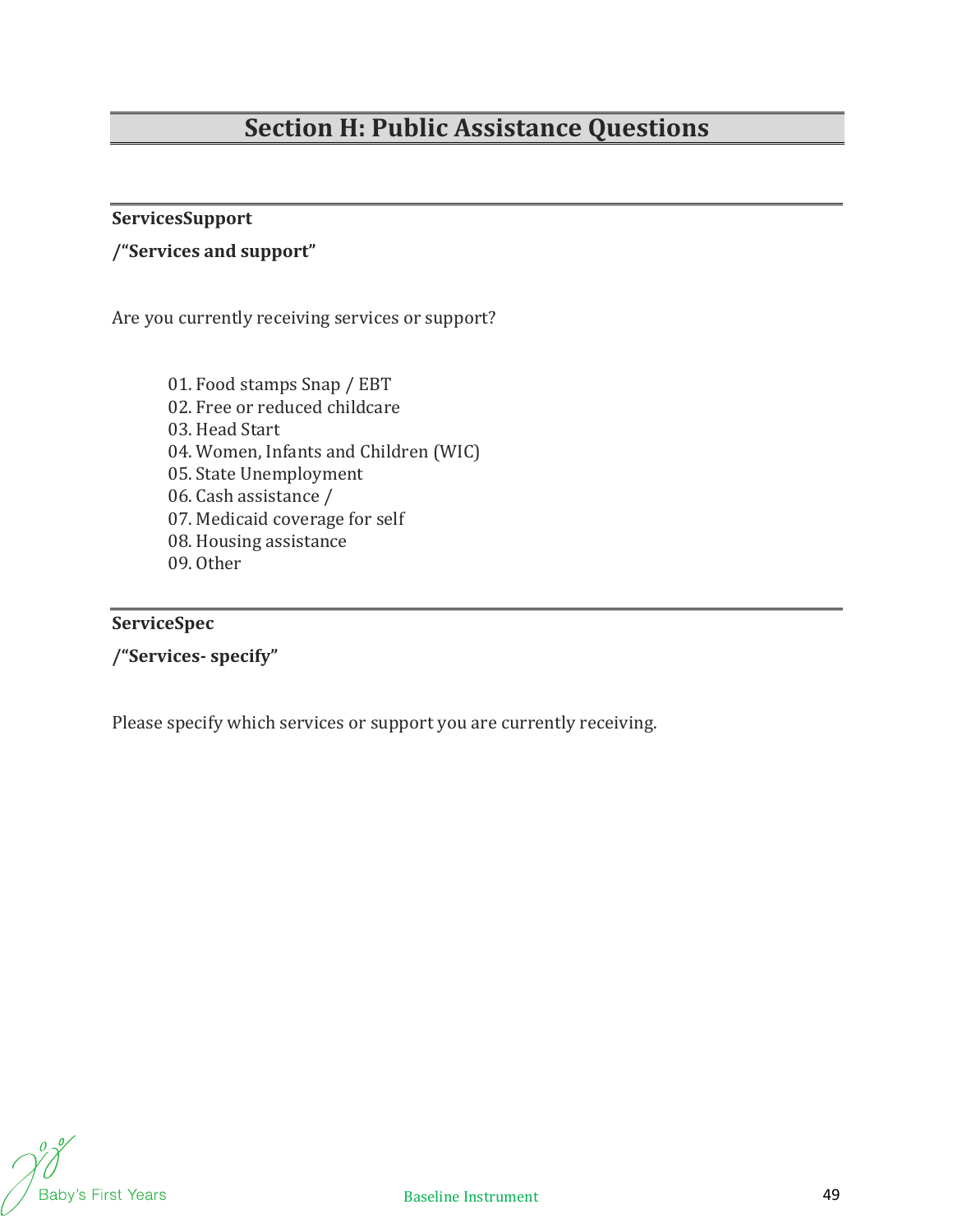# Section H: Public Assistance Questions

**ServicesSupport**

**/"Services and support"**

Are you currently receiving services or support?

01. Food stamps Snap / EBT
02. Free or reduced childcare
03. Head Start
04. Women, Infants and Children (WIC)
05. State Unemployment
06. Cash assistance /
07. Medicaid coverage for self
08. Housing assistance
09. Other

**ServiceSpec**

**/"Services- specify"**

Please specify which services or support you are currently receiving.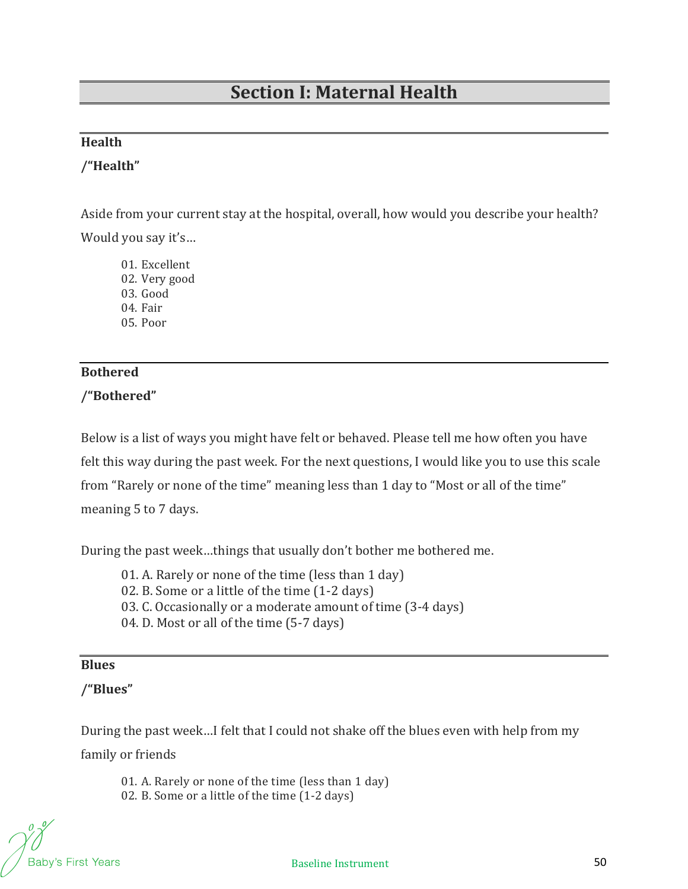# Section I: Maternal Health

**Health**

**/"Health"**

Aside from your current stay at the hospital, overall, how would you describe your health? Would you say it's…

01. Excellent
02. Very good
03. Good
04. Fair
05. Poor

**Bothered**

**/"Bothered"**

Below is a list of ways you might have felt or behaved. Please tell me how often you have felt this way during the past week. For the next questions, I would like you to use this scale from "Rarely or none of the time" meaning less than 1 day to "Most or all of the time" meaning 5 to 7 days.

During the past week…things that usually don't bother me bothered me.

01. A. Rarely or none of the time (less than 1 day)
02. B. Some or a little of the time (1-2 days)
03. C. Occasionally or a moderate amount of time (3-4 days)
04. D. Most or all of the time (5-7 days)

**Blues**

**/"Blues"**

During the past week…I felt that I could not shake off the blues even with help from my family or friends

01. A. Rarely or none of the time (less than 1 day)
02. B. Some or a little of the time (1-2 days)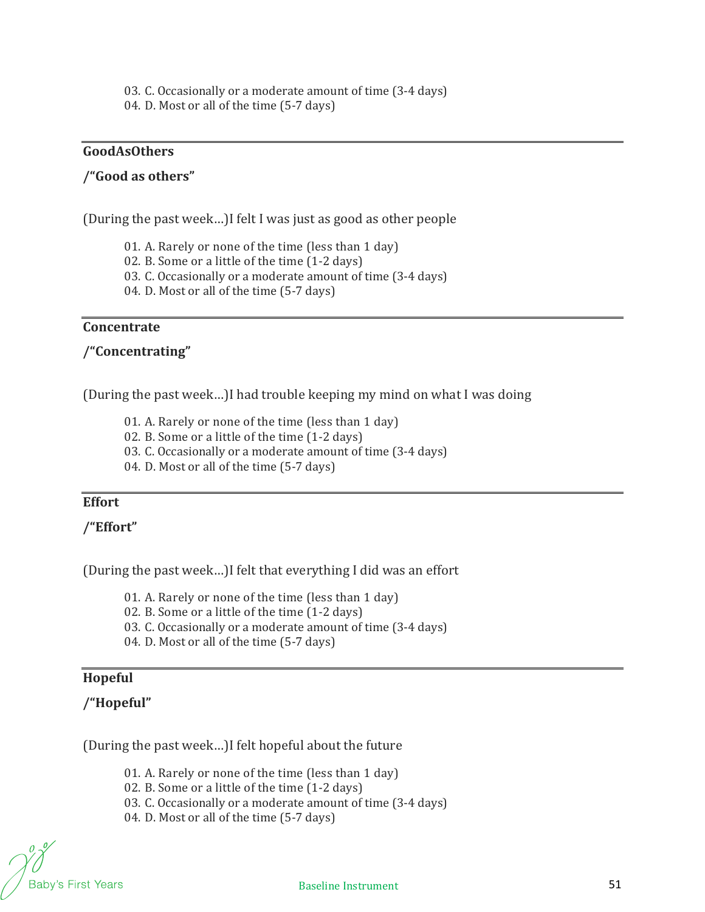03. C. Occasionally or a moderate amount of time (3-4 days)
04. D. Most or all of the time (5-7 days)

---

**GoodAsOthers**

**/"Good as others"**

(During the past week…)I felt I was just as good as other people

01. A. Rarely or none of the time (less than 1 day)
02. B. Some or a little of the time (1-2 days)
03. C. Occasionally or a moderate amount of time (3-4 days)
04. D. Most or all of the time (5-7 days)

---

**Concentrate**

**/"Concentrating"**

(During the past week…)I had trouble keeping my mind on what I was doing

01. A. Rarely or none of the time (less than 1 day)
02. B. Some or a little of the time (1-2 days)
03. C. Occasionally or a moderate amount of time (3-4 days)
04. D. Most or all of the time (5-7 days)

---

**Effort**

**/"Effort"**

(During the past week…)I felt that everything I did was an effort

01. A. Rarely or none of the time (less than 1 day)
02. B. Some or a little of the time (1-2 days)
03. C. Occasionally or a moderate amount of time (3-4 days)
04. D. Most or all of the time (5-7 days)

---

**Hopeful**

**/"Hopeful"**

(During the past week…)I felt hopeful about the future

01. A. Rarely or none of the time (less than 1 day)
02. B. Some or a little of the time (1-2 days)
03. C. Occasionally or a moderate amount of time (3-4 days)
04. D. Most or all of the time (5-7 days)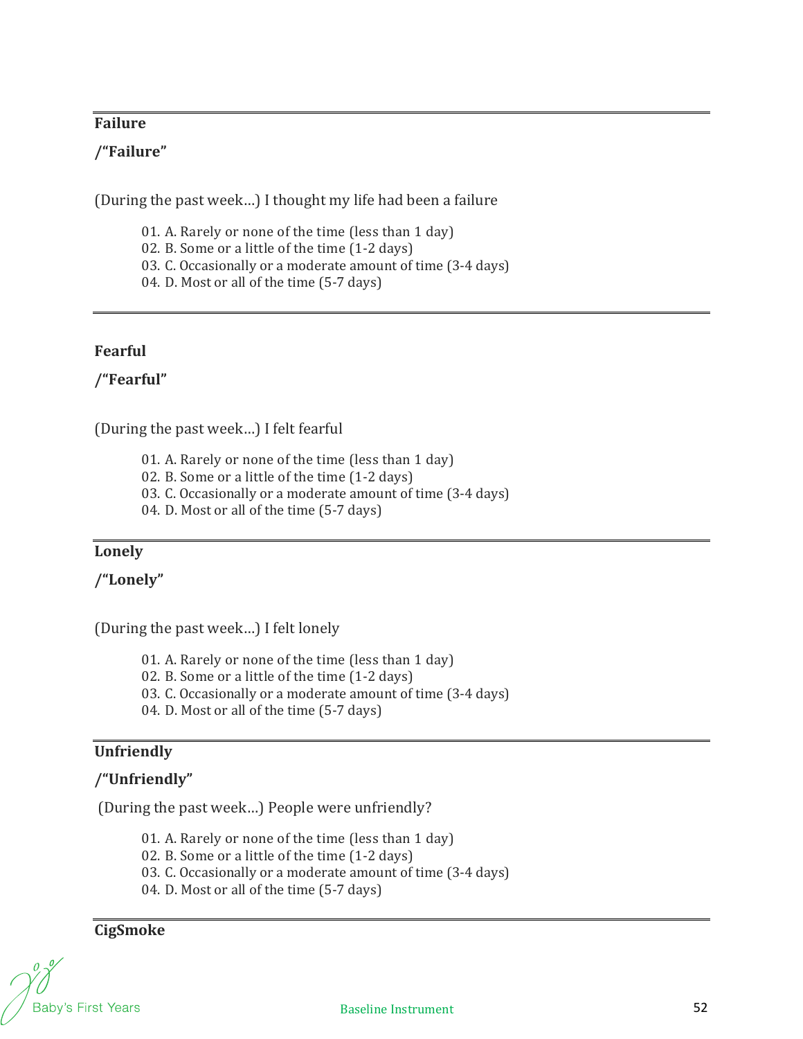---

**Failure**

**/"Failure"**

(During the past week…) I thought my life had been a failure

01. A. Rarely or none of the time (less than 1 day)
02. B. Some or a little of the time (1-2 days)
03. C. Occasionally or a moderate amount of time (3-4 days)
04. D. Most or all of the time (5-7 days)

---

**Fearful**

**/"Fearful"**

(During the past week…) I felt fearful

01. A. Rarely or none of the time (less than 1 day)
02. B. Some or a little of the time (1-2 days)
03. C. Occasionally or a moderate amount of time (3-4 days)
04. D. Most or all of the time (5-7 days)

---

**Lonely**

**/"Lonely"**

(During the past week…) I felt lonely

01. A. Rarely or none of the time (less than 1 day)
02. B. Some or a little of the time (1-2 days)
03. C. Occasionally or a moderate amount of time (3-4 days)
04. D. Most or all of the time (5-7 days)

---

**Unfriendly**

**/"Unfriendly"**

(During the past week…) People were unfriendly?

01. A. Rarely or none of the time (less than 1 day)
02. B. Some or a little of the time (1-2 days)
03. C. Occasionally or a moderate amount of time (3-4 days)
04. D. Most or all of the time (5-7 days)

---

**CigSmoke**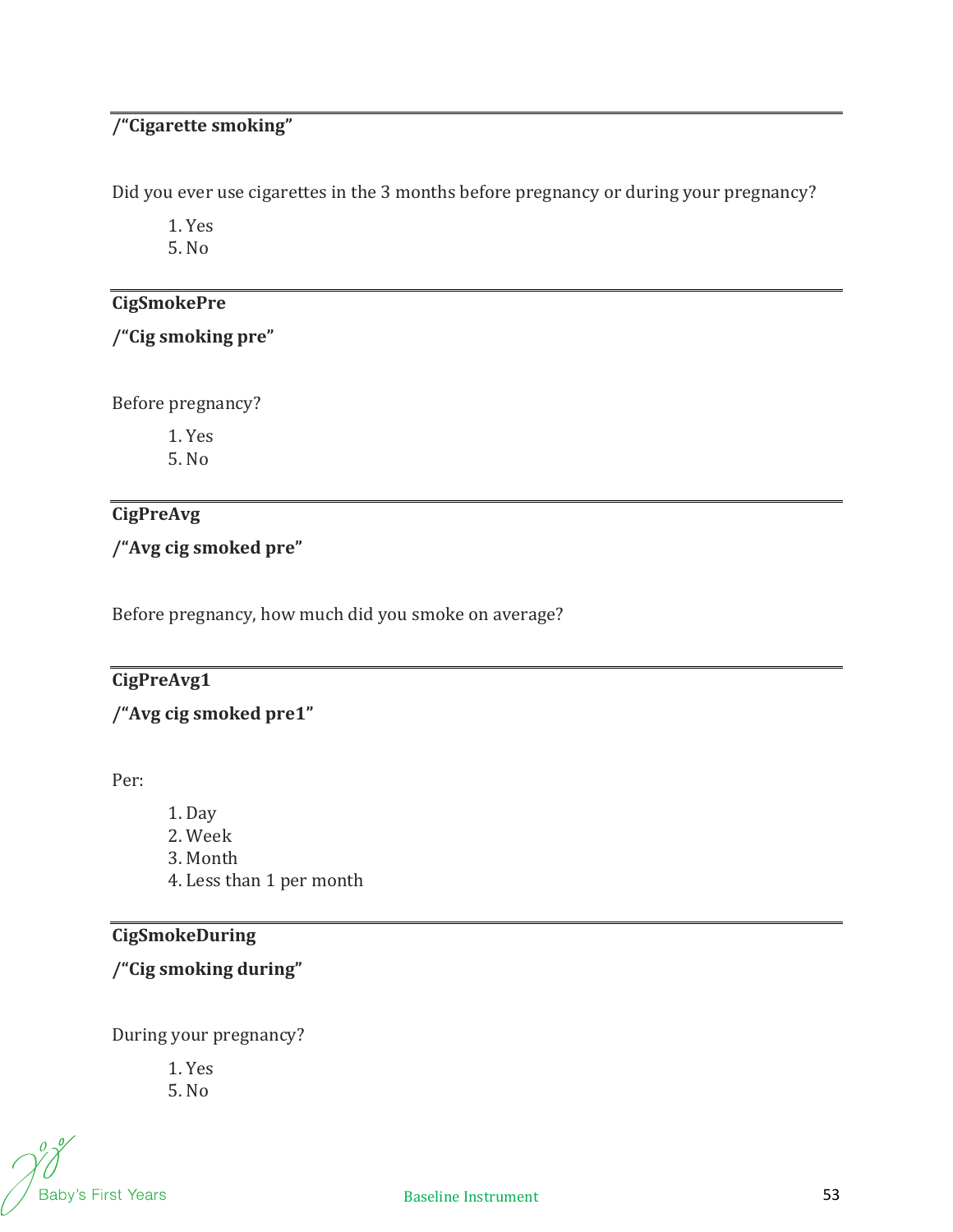---

**/“Cigarette smoking”**

Did you ever use cigarettes in the 3 months before pregnancy or during your pregnancy?

1. Yes
5. No

---

**CigSmokePre**

**/“Cig smoking pre”**

Before pregnancy?

1. Yes
5. No

---

**CigPreAvg**

**/“Avg cig smoked pre”**

Before pregnancy, how much did you smoke on average?

---

**CigPreAvg1**

**/“Avg cig smoked pre1”**

Per:

1. Day
2. Week
3. Month
4. Less than 1 per month

---

**CigSmokeDuring**

**/“Cig smoking during”**

During your pregnancy?

1. Yes
5. No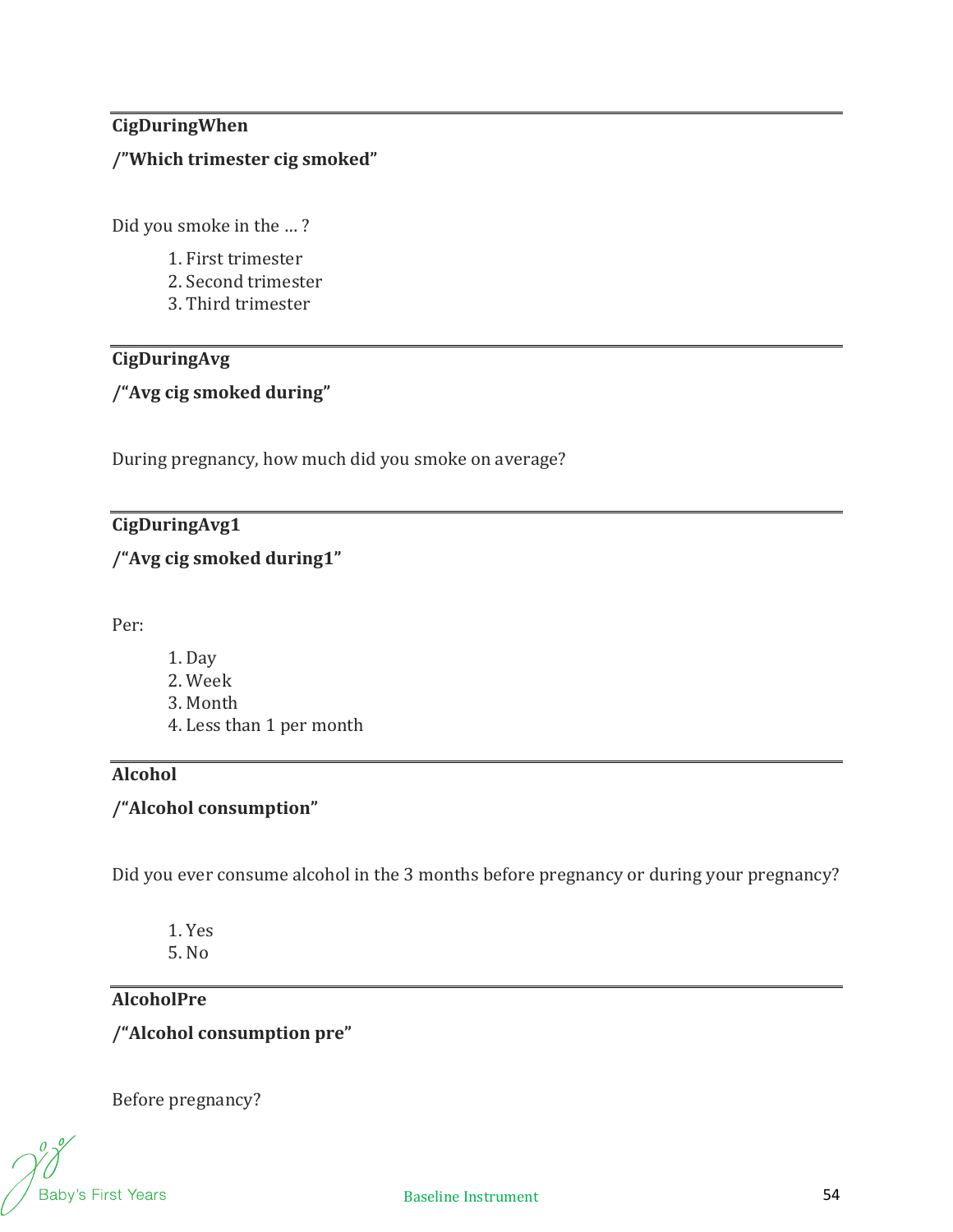---

**CigDuringWhen**

**/"Which trimester cig smoked"**

Did you smoke in the ... ?

1. First trimester
2. Second trimester
3. Third trimester

---

**CigDuringAvg**

**/"Avg cig smoked during"**

During pregnancy, how much did you smoke on average?

---

**CigDuringAvg1**

**/"Avg cig smoked during1"**

Per:

1. Day
2. Week
3. Month
4. Less than 1 per month

---

**Alcohol**

**/"Alcohol consumption"**

Did you ever consume alcohol in the 3 months before pregnancy or during your pregnancy?

1. Yes
5. No

---

**AlcoholPre**

**/"Alcohol consumption pre"**

Before pregnancy?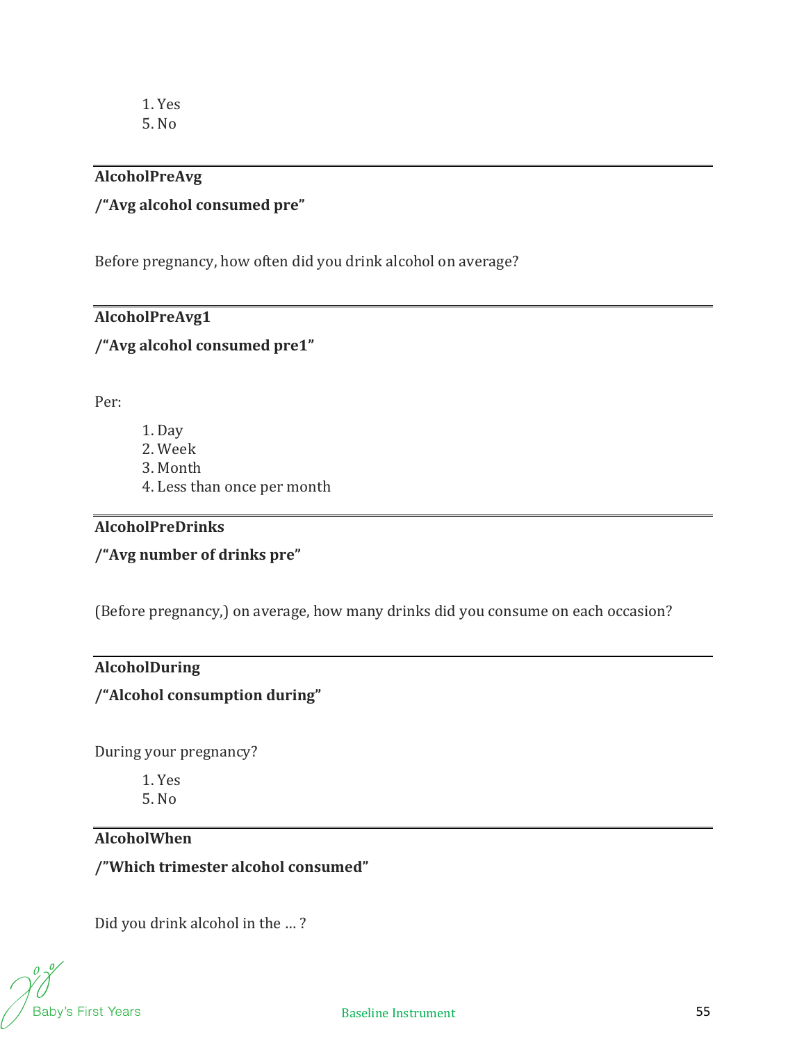1. Yes
5. No

---

**AlcoholPreAvg**

**/"Avg alcohol consumed pre"**

Before pregnancy, how often did you drink alcohol on average?

---

**AlcoholPreAvg1**

**/"Avg alcohol consumed pre1"**

Per:

1. Day
2. Week
3. Month
4. Less than once per month

---

**AlcoholPreDrinks**

**/"Avg number of drinks pre"**

(Before pregnancy,) on average, how many drinks did you consume on each occasion?

---

**AlcoholDuring**

**/"Alcohol consumption during"**

During your pregnancy?

1. Yes
5. No

---

**AlcoholWhen**

**/"Which trimester alcohol consumed"**

Did you drink alcohol in the … ?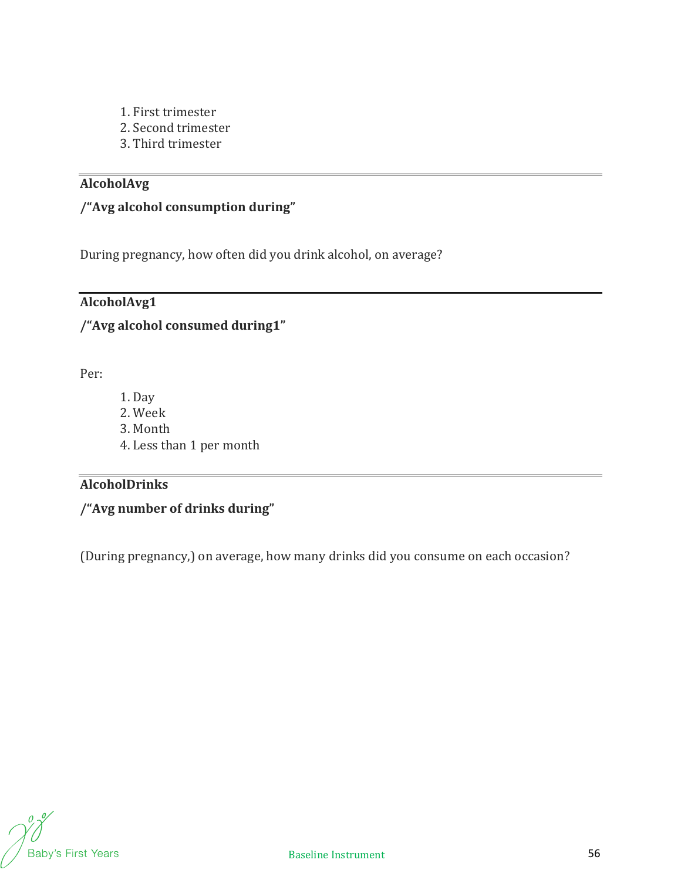1. First trimester
2. Second trimester
3. Third trimester

---

**AlcoholAvg**

**/“Avg alcohol consumption during”**

During pregnancy, how often did you drink alcohol, on average?

---

**AlcoholAvg1**

**/“Avg alcohol consumed during1”**

Per:

1. Day
2. Week
3. Month
4. Less than 1 per month

---

**AlcoholDrinks**

**/“Avg number of drinks during”**

(During pregnancy,) on average, how many drinks did you consume on each occasion?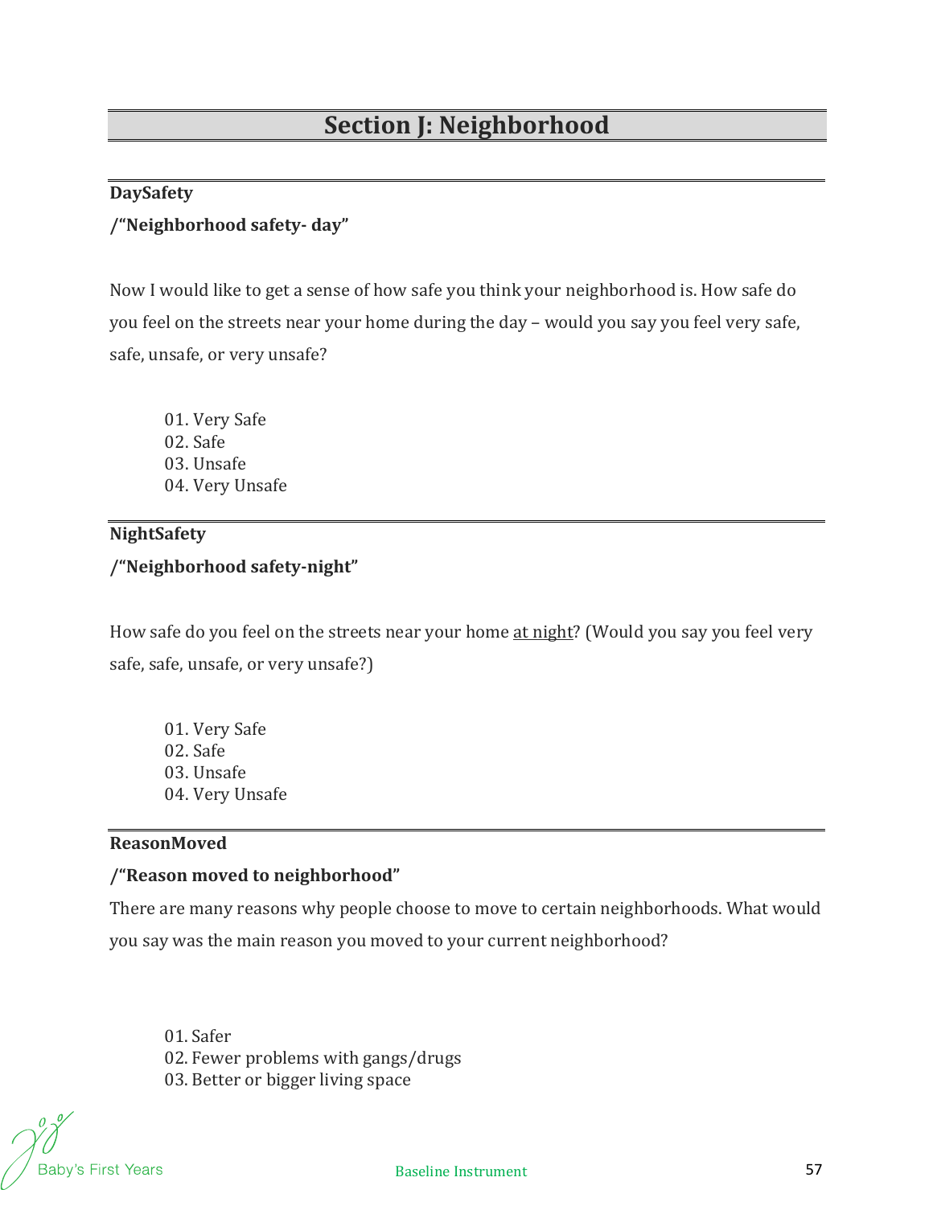# Section J: Neighborhood

---

**DaySafety**

**/"Neighborhood safety- day"**

Now I would like to get a sense of how safe you think your neighborhood is. How safe do you feel on the streets near your home during the day – would you say you feel very safe, safe, unsafe, or very unsafe?

01. Very Safe
02. Safe
03. Unsafe
04. Very Unsafe

---

**NightSafety**

**/"Neighborhood safety-night"**

How safe do you feel on the streets near your home <u>at night</u>? (Would you say you feel very safe, safe, unsafe, or very unsafe?)

01. Very Safe
02. Safe
03. Unsafe
04. Very Unsafe

---

**ReasonMoved**

**/"Reason moved to neighborhood"**

There are many reasons why people choose to move to certain neighborhoods. What would you say was the main reason you moved to your current neighborhood?

01. Safer
02. Fewer problems with gangs/drugs
03. Better or bigger living space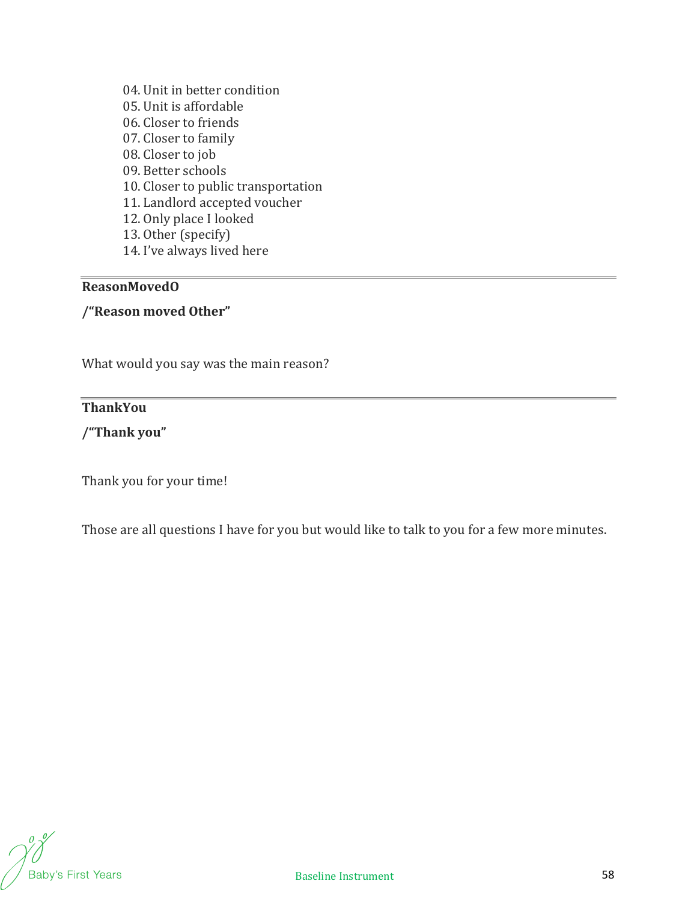04. Unit in better condition
05. Unit is affordable
06. Closer to friends
07. Closer to family
08. Closer to job
09. Better schools
10. Closer to public transportation
11. Landlord accepted voucher
12. Only place I looked
13. Other (specify)
14. I've always lived here

---

**ReasonMovedO**

**/"Reason moved Other"**

What would you say was the main reason?

---

**ThankYou**

**/"Thank you"**

Thank you for your time!

Those are all questions I have for you but would like to talk to you for a few more minutes.